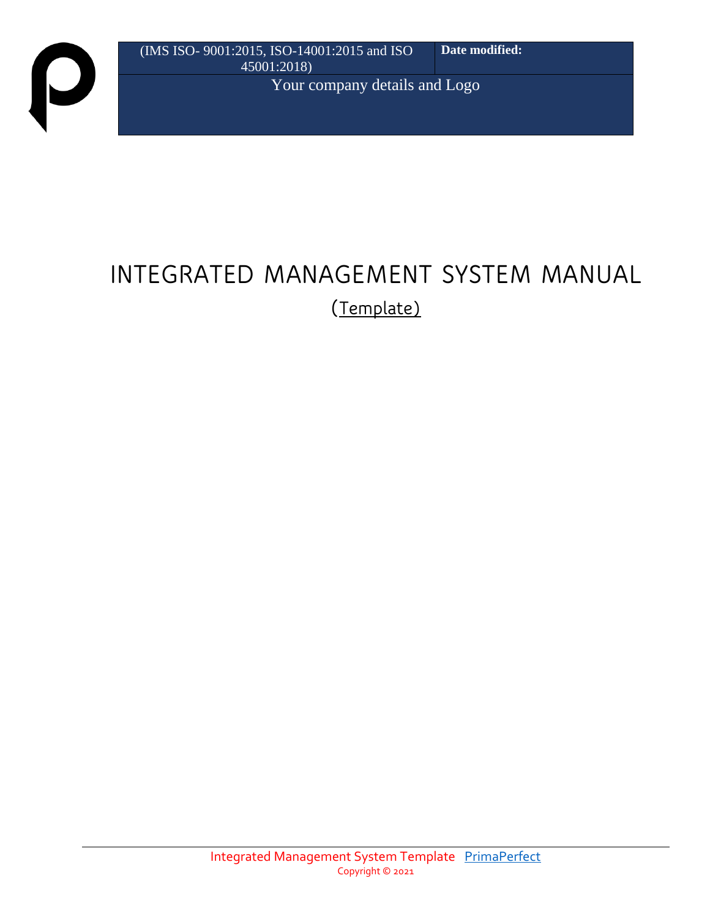| (IMS ISO- 9001:2015, ISO-14001:2015 and ISO 45001:2018) | **Date modified:** |
| --- | --- |
| Your company details and Logo | |

# INTEGRATED MANAGEMENT SYSTEM MANUAL

(Template)

Integrated Management System Template PrimaPerfect

Copyright © 2021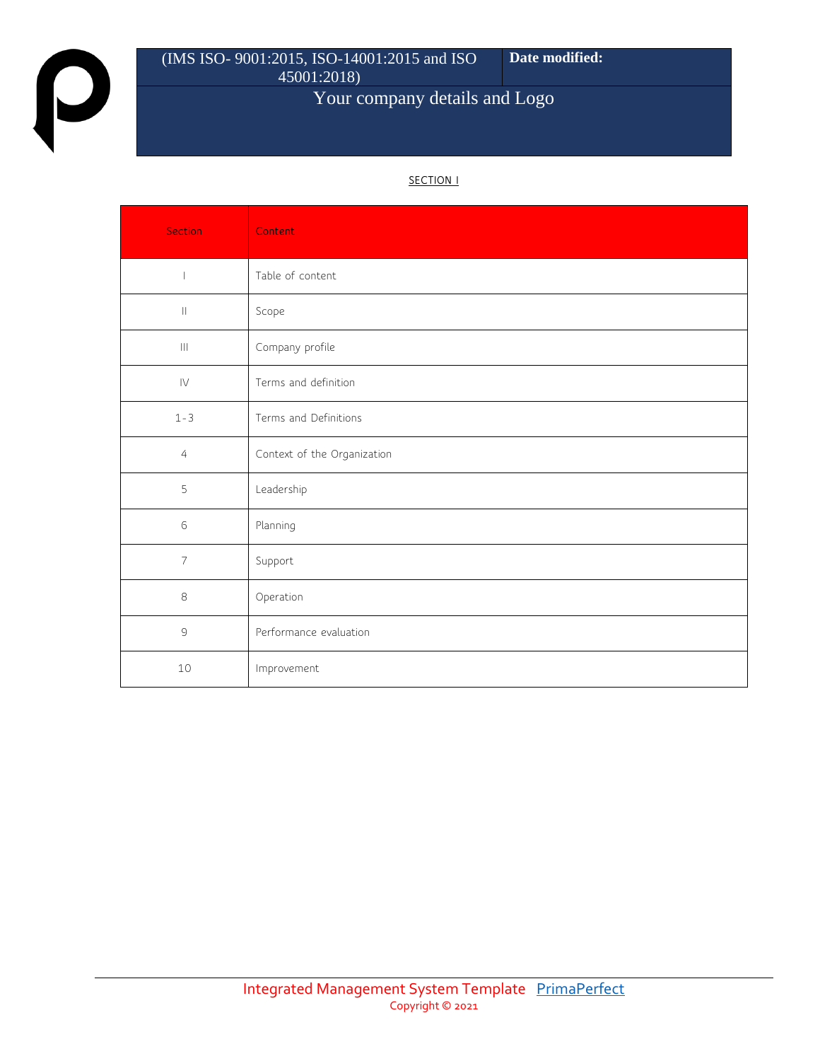SECTION I

| Section | Content |
|---|---|
| I | Table of content |
| II | Scope |
| III | Company profile |
| IV | Terms and definition |
| 1-3 | Terms and Definitions |
| 4 | Context of the Organization |
| 5 | Leadership |
| 6 | Planning |
| 7 | Support |
| 8 | Operation |
| 9 | Performance evaluation |
| 10 | Improvement |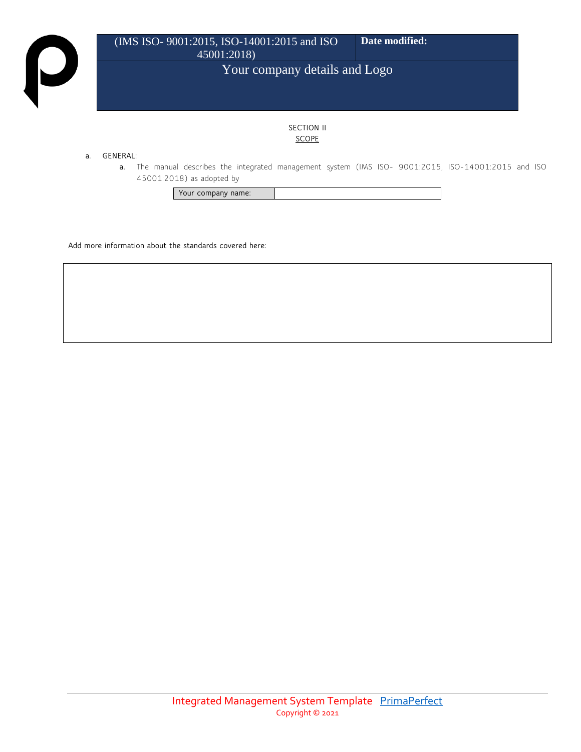SECTION II

SCOPE

a. GENERAL:

   a. The manual describes the integrated management system (IMS ISO- 9001:2015, ISO-14001:2015 and ISO 45001:2018) as adopted by

| Your company name: | |
|---|---|

Add more information about the standards covered here:

| |
|---|
| |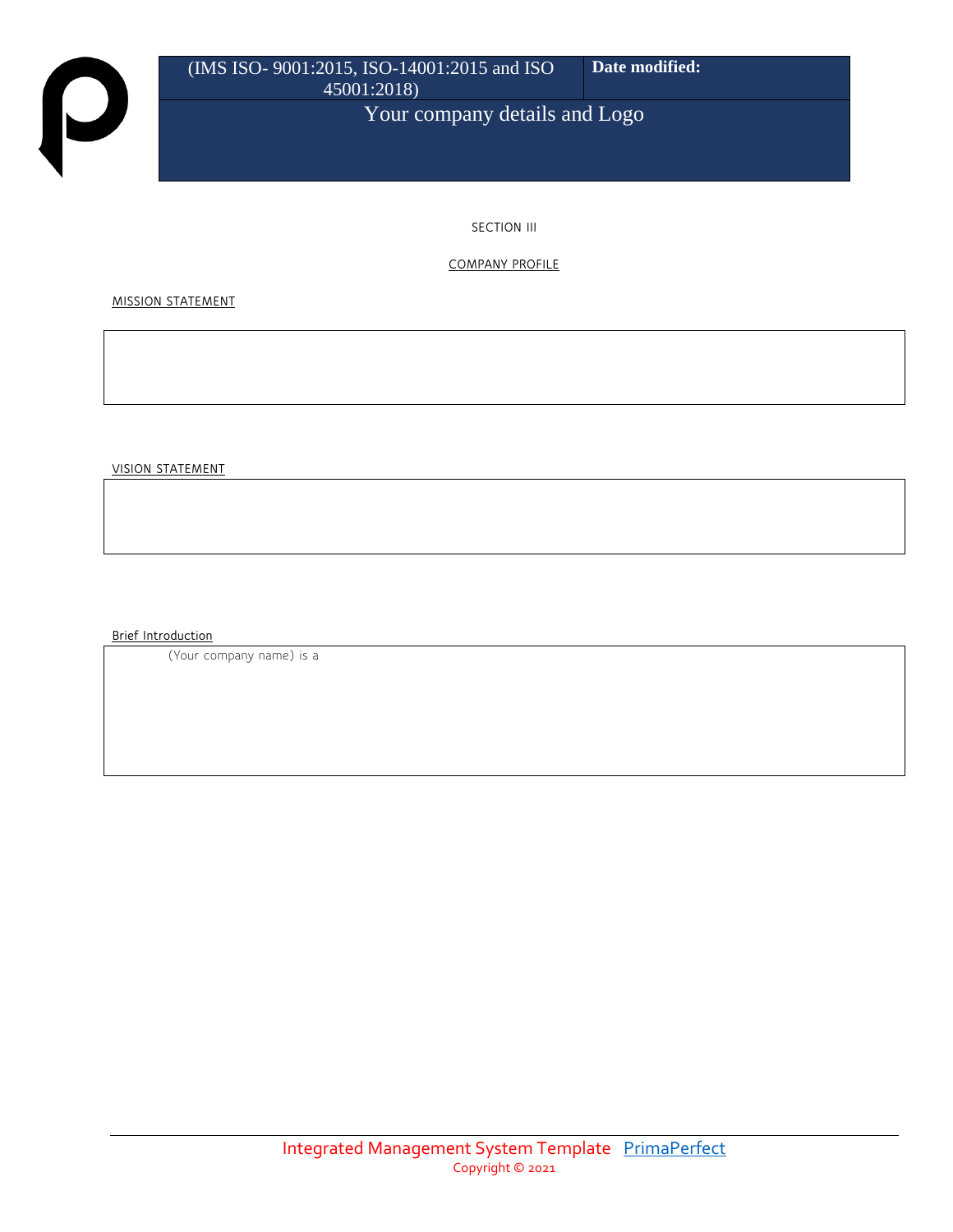| (IMS ISO- 9001:2015, ISO-14001:2015 and ISO 45001:2018) | **Date modified:** |
| --- | --- |
| Your company details and Logo | |

SECTION III

COMPANY PROFILE

MISSION STATEMENT

| |
| --- |
| |

VISION STATEMENT

| |
| --- |
| |

Brief Introduction

| (Your company name) is a |
| --- |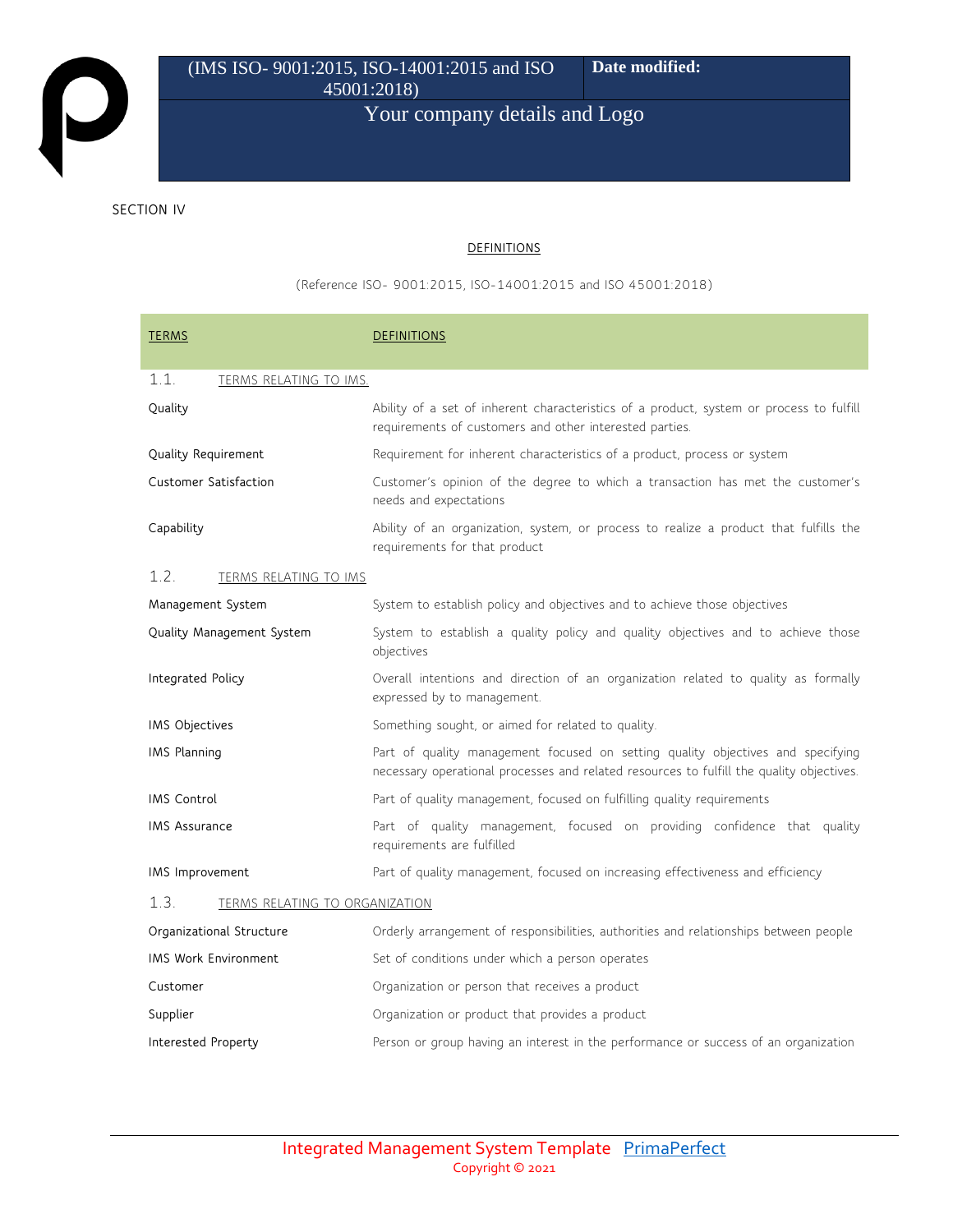SECTION IV

## DEFINITIONS

(Reference ISO- 9001:2015, ISO-14001:2015 and ISO 45001:2018)

| TERMS | DEFINITIONS |
|---|---|
| 1.1. TERMS RELATING TO IMS. | |
| Quality | Ability of a set of inherent characteristics of a product, system or process to fulfill requirements of customers and other interested parties. |
| Quality Requirement | Requirement for inherent characteristics of a product, process or system |
| Customer Satisfaction | Customer's opinion of the degree to which a transaction has met the customer's needs and expectations |
| Capability | Ability of an organization, system, or process to realize a product that fulfills the requirements for that product |
| 1.2. TERMS RELATING TO IMS | |
| Management System | System to establish policy and objectives and to achieve those objectives |
| Quality Management System | System to establish a quality policy and quality objectives and to achieve those objectives |
| Integrated Policy | Overall intentions and direction of an organization related to quality as formally expressed by to management. |
| IMS Objectives | Something sought, or aimed for related to quality. |
| IMS Planning | Part of quality management focused on setting quality objectives and specifying necessary operational processes and related resources to fulfill the quality objectives. |
| IMS Control | Part of quality management, focused on fulfilling quality requirements |
| IMS Assurance | Part of quality management, focused on providing confidence that quality requirements are fulfilled |
| IMS Improvement | Part of quality management, focused on increasing effectiveness and efficiency |
| 1.3. TERMS RELATING TO ORGANIZATION | |
| Organizational Structure | Orderly arrangement of responsibilities, authorities and relationships between people |
| IMS Work Environment | Set of conditions under which a person operates |
| Customer | Organization or person that receives a product |
| Supplier | Organization or product that provides a product |
| Interested Property | Person or group having an interest in the performance or success of an organization |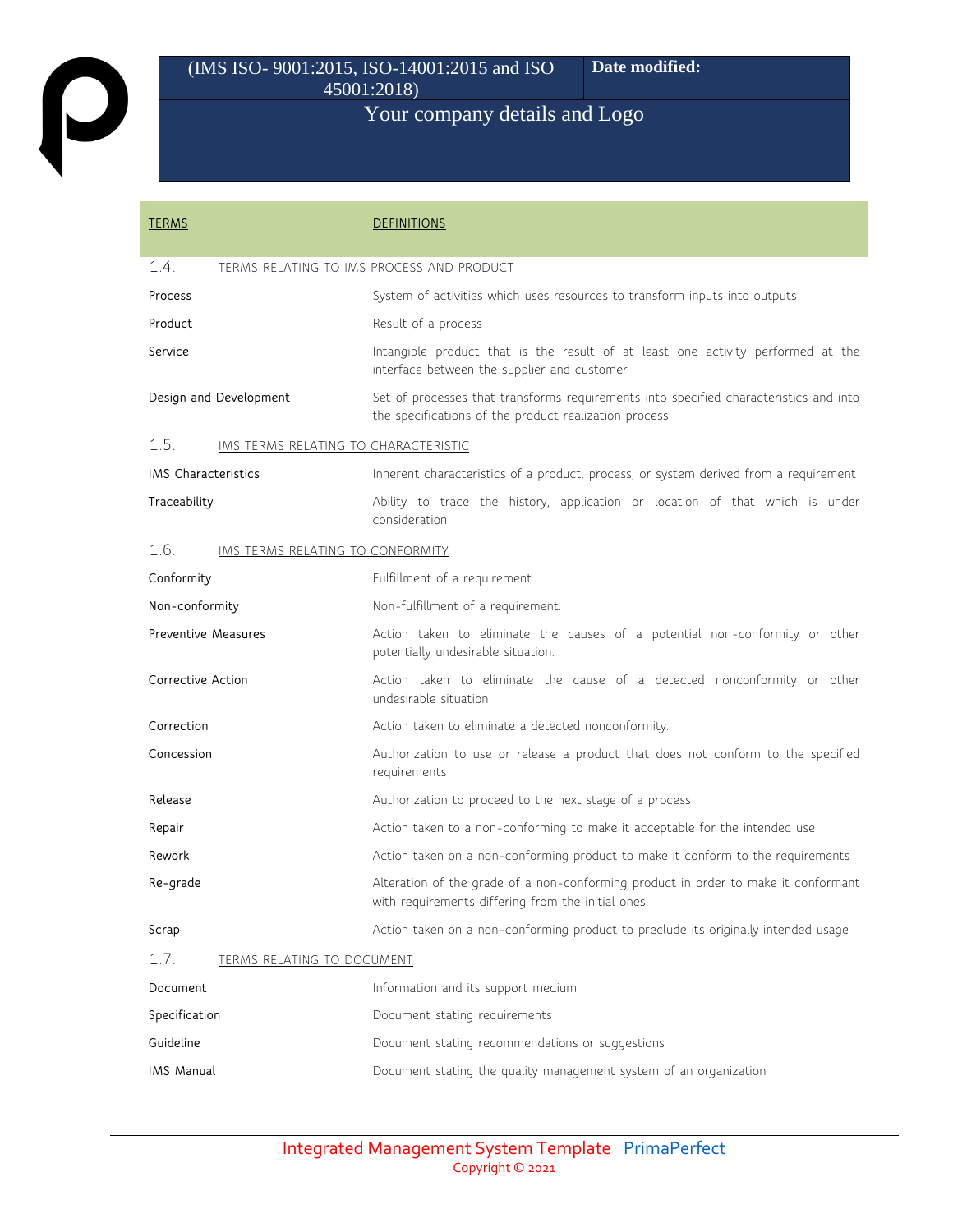| TERMS | DEFINITIONS |
|---|---|
| **1.4. TERMS RELATING TO IMS PROCESS AND PRODUCT** | |
| Process | System of activities which uses resources to transform inputs into outputs |
| Product | Result of a process |
| Service | Intangible product that is the result of at least one activity performed at the interface between the supplier and customer |
| Design and Development | Set of processes that transforms requirements into specified characteristics and into the specifications of the product realization process |
| **1.5. IMS TERMS RELATING TO CHARACTERISTIC** | |
| IMS Characteristics | Inherent characteristics of a product, process, or system derived from a requirement |
| Traceability | Ability to trace the history, application or location of that which is under consideration |
| **1.6. IMS TERMS RELATING TO CONFORMITY** | |
| Conformity | Fulfillment of a requirement. |
| Non-conformity | Non-fulfillment of a requirement. |
| Preventive Measures | Action taken to eliminate the causes of a potential non-conformity or other potentially undesirable situation. |
| Corrective Action | Action taken to eliminate the cause of a detected nonconformity or other undesirable situation. |
| Correction | Action taken to eliminate a detected nonconformity. |
| Concession | Authorization to use or release a product that does not conform to the specified requirements |
| Release | Authorization to proceed to the next stage of a process |
| Repair | Action taken to a non-conforming to make it acceptable for the intended use |
| Rework | Action taken on a non-conforming product to make it conform to the requirements |
| Re-grade | Alteration of the grade of a non-conforming product in order to make it conformant with requirements differing from the initial ones |
| Scrap | Action taken on a non-conforming product to preclude its originally intended usage |
| **1.7. TERMS RELATING TO DOCUMENT** | |
| Document | Information and its support medium |
| Specification | Document stating requirements |
| Guideline | Document stating recommendations or suggestions |
| IMS Manual | Document stating the quality management system of an organization |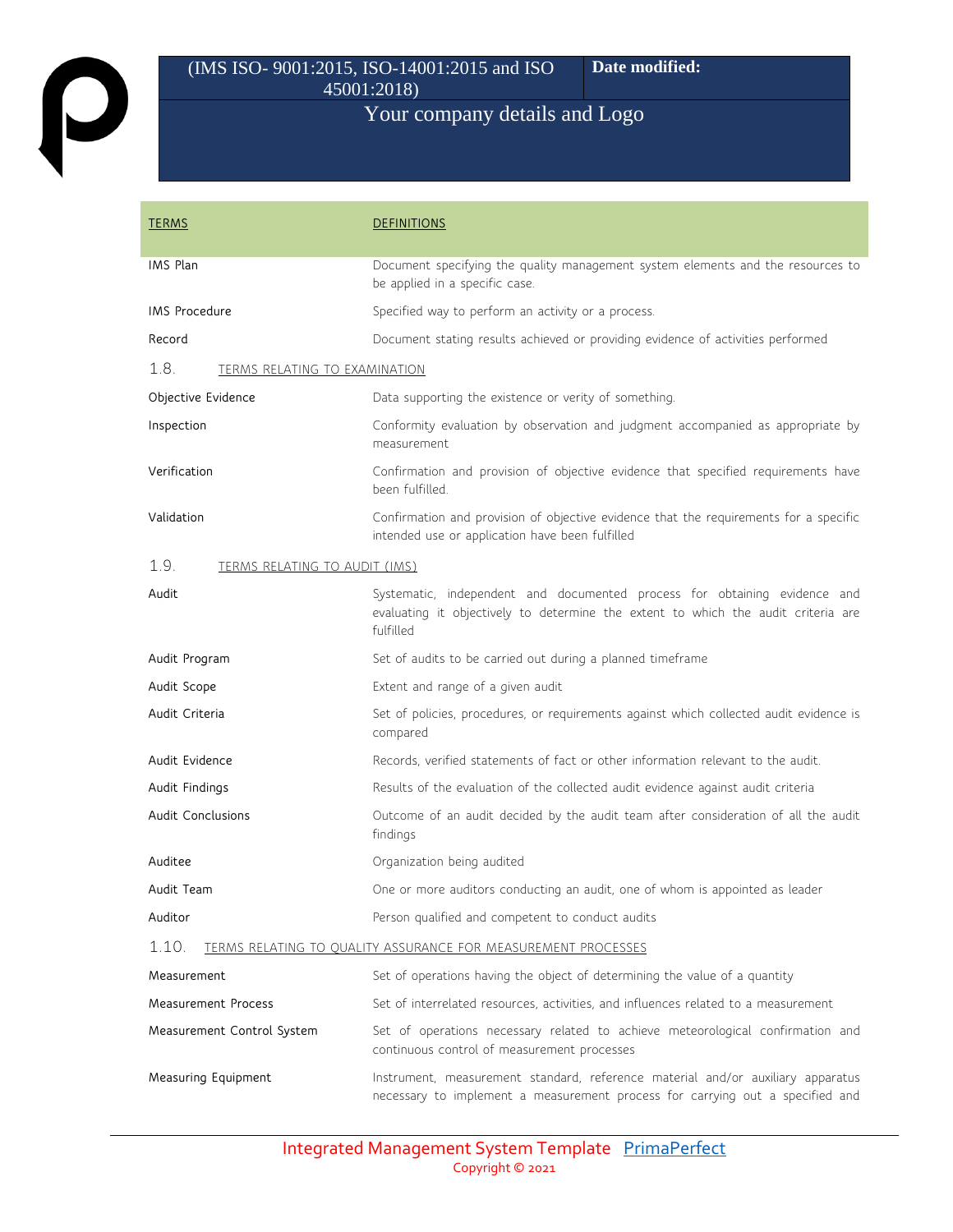| TERMS | DEFINITIONS |
| --- | --- |
| IMS Plan | Document specifying the quality management system elements and the resources to be applied in a specific case. |
| IMS Procedure | Specified way to perform an activity or a process. |
| Record | Document stating results achieved or providing evidence of activities performed |

## 1.8. TERMS RELATING TO EXAMINATION

| | |
| --- | --- |
| Objective Evidence | Data supporting the existence or verity of something. |
| Inspection | Conformity evaluation by observation and judgment accompanied as appropriate by measurement |
| Verification | Confirmation and provision of objective evidence that specified requirements have been fulfilled. |
| Validation | Confirmation and provision of objective evidence that the requirements for a specific intended use or application have been fulfilled |

## 1.9. TERMS RELATING TO AUDIT (IMS)

| | |
| --- | --- |
| Audit | Systematic, independent and documented process for obtaining evidence and evaluating it objectively to determine the extent to which the audit criteria are fulfilled |
| Audit Program | Set of audits to be carried out during a planned timeframe |
| Audit Scope | Extent and range of a given audit |
| Audit Criteria | Set of policies, procedures, or requirements against which collected audit evidence is compared |
| Audit Evidence | Records, verified statements of fact or other information relevant to the audit. |
| Audit Findings | Results of the evaluation of the collected audit evidence against audit criteria |
| Audit Conclusions | Outcome of an audit decided by the audit team after consideration of all the audit findings |
| Auditee | Organization being audited |
| Audit Team | One or more auditors conducting an audit, one of whom is appointed as leader |
| Auditor | Person qualified and competent to conduct audits |

## 1.10. TERMS RELATING TO QUALITY ASSURANCE FOR MEASUREMENT PROCESSES

| | |
| --- | --- |
| Measurement | Set of operations having the object of determining the value of a quantity |
| Measurement Process | Set of interrelated resources, activities, and influences related to a measurement |
| Measurement Control System | Set of operations necessary related to achieve meteorological confirmation and continuous control of measurement processes |
| Measuring Equipment | Instrument, measurement standard, reference material and/or auxiliary apparatus necessary to implement a measurement process for carrying out a specified and |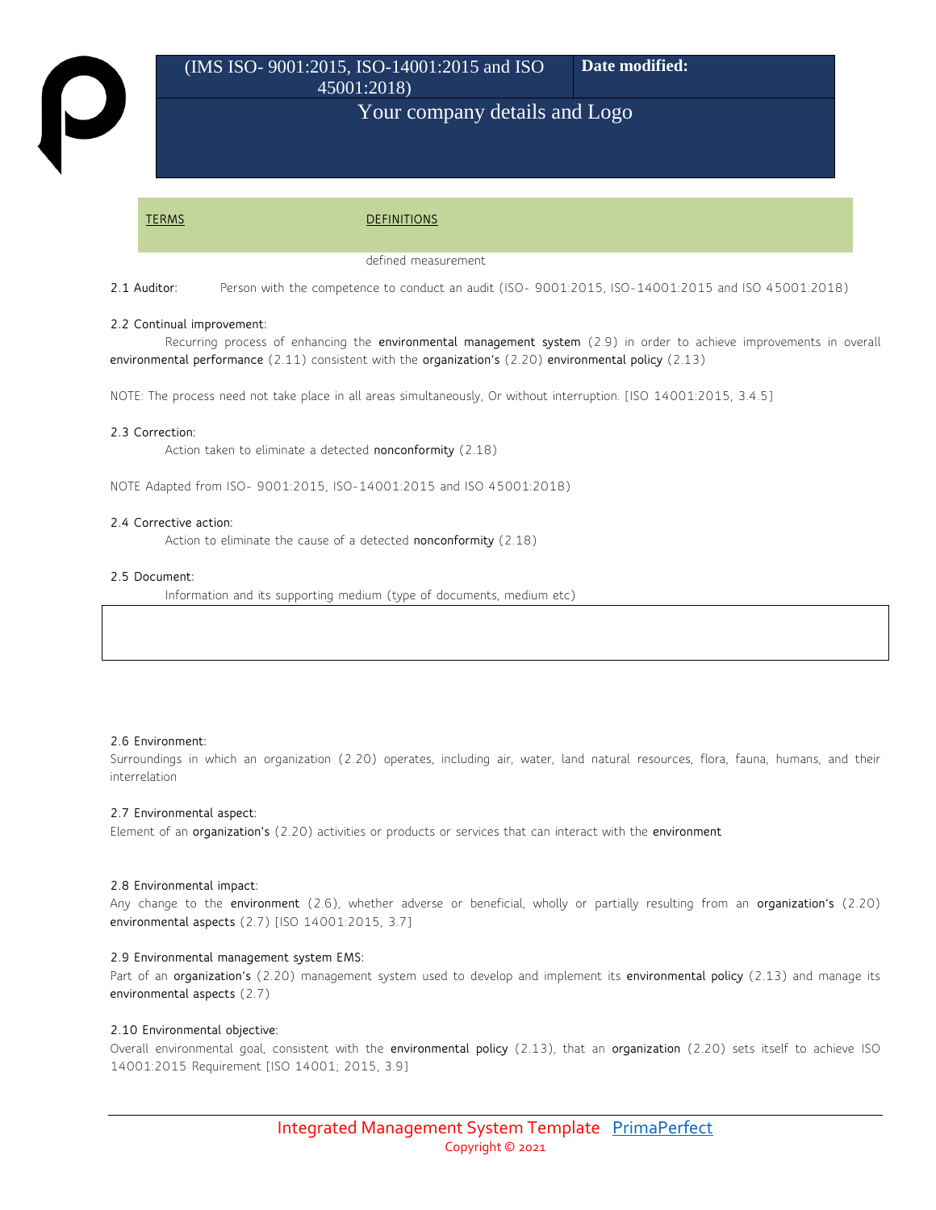| TERMS | DEFINITIONS |
|---|---|

defined measurement

2.1 Auditor: Person with the competence to conduct an audit (ISO- 9001:2015, ISO-14001:2015 and ISO 45001:2018)

2.2 Continual improvement:

Recurring process of enhancing the **environmental management system** (2.9) in order to achieve improvements in overall **environmental performance** (2.11) consistent with the **organization's** (2.20) **environmental policy** (2.13)

NOTE: The process need not take place in all areas simultaneously, Or without interruption. [ISO 14001:2015, 3.4.5]

2.3 Correction:

Action taken to eliminate a detected **nonconformity** (2.18)

NOTE Adapted from ISO- 9001:2015, ISO-14001:2015 and ISO 45001:2018)

2.4 Corrective action:

Action to eliminate the cause of a detected **nonconformity** (2.18)

2.5 Document:

Information and its supporting medium (type of documents, medium etc)

2.6 Environment:

Surroundings in which an organization (2.20) operates, including air, water, land natural resources, flora, fauna, humans, and their interrelation

2.7 Environmental aspect:

Element of an **organization's** (2.20) activities or products or services that can interact with the **environment**

2.8 Environmental impact:

Any change to the **environment** (2.6), whether adverse or beneficial, wholly or partially resulting from an **organization's** (2.20) **environmental aspects** (2.7) [ISO 14001:2015, 3.7]

2.9 Environmental management system EMS:

Part of an **organization's** (2.20) management system used to develop and implement its **environmental policy** (2.13) and manage its **environmental aspects** (2.7)

2.10 Environmental objective:

Overall environmental goal, consistent with the **environmental policy** (2.13), that an **organization** (2.20) sets itself to achieve ISO 14001:2015 Requirement [ISO 14001; 2015, 3.9]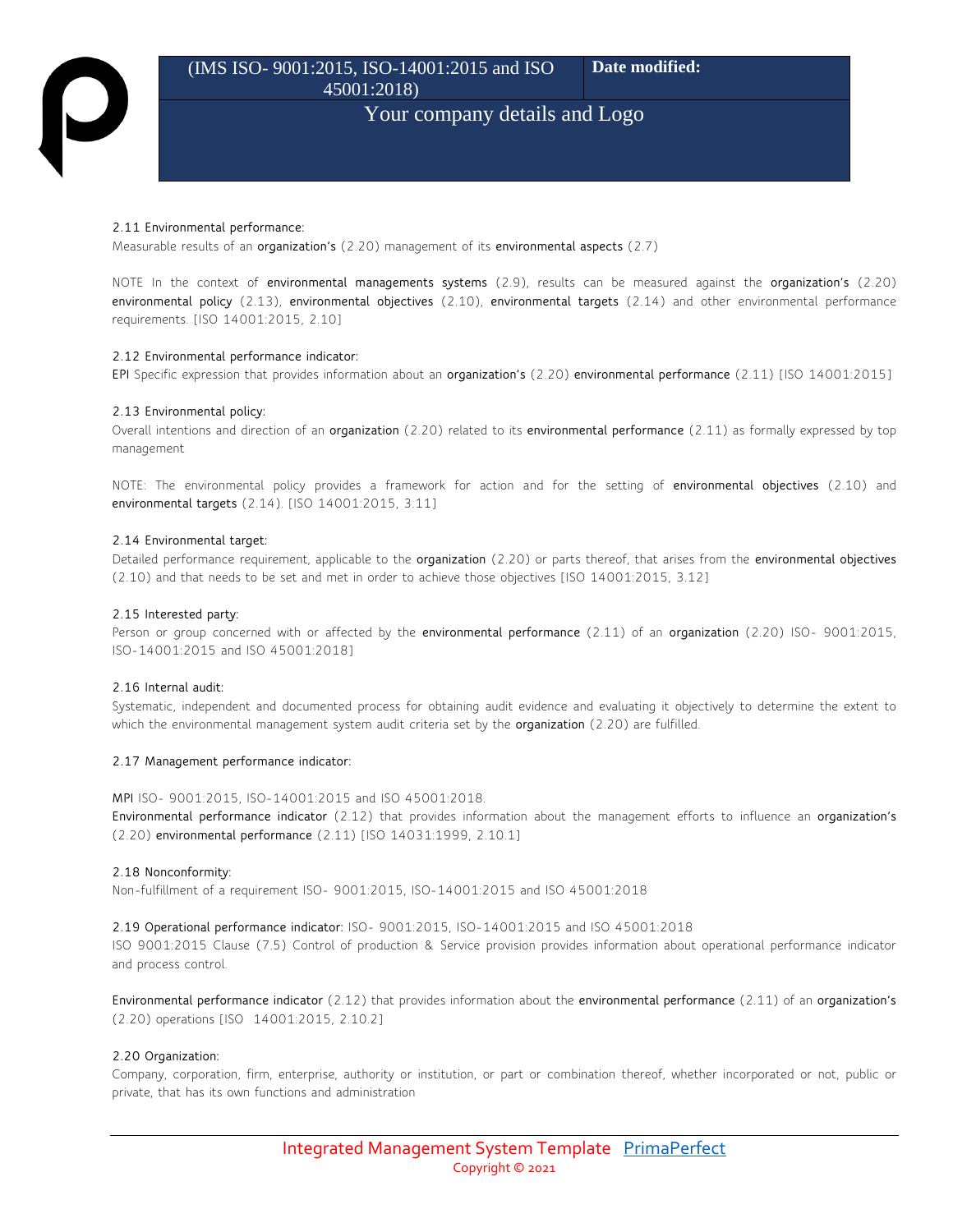2.11 Environmental performance:

Measurable results of an organization's (2.20) management of its environmental aspects (2.7)

NOTE In the context of environmental managements systems (2.9), results can be measured against the organization's (2.20) environmental policy (2.13), environmental objectives (2.10), environmental targets (2.14) and other environmental performance requirements. [ISO 14001:2015, 2.10]

2.12 Environmental performance indicator:

EPI Specific expression that provides information about an organization's (2.20) environmental performance (2.11) [ISO 14001:2015]

2.13 Environmental policy:

Overall intentions and direction of an organization (2.20) related to its environmental performance (2.11) as formally expressed by top management

NOTE: The environmental policy provides a framework for action and for the setting of environmental objectives (2.10) and environmental targets (2.14). [ISO 14001:2015, 3.11]

2.14 Environmental target:

Detailed performance requirement, applicable to the organization (2.20) or parts thereof, that arises from the environmental objectives (2.10) and that needs to be set and met in order to achieve those objectives [ISO 14001:2015, 3.12]

2.15 Interested party:

Person or group concerned with or affected by the environmental performance (2.11) of an organization (2.20) ISO- 9001:2015, ISO-14001:2015 and ISO 45001:2018]

2.16 Internal audit:

Systematic, independent and documented process for obtaining audit evidence and evaluating it objectively to determine the extent to which the environmental management system audit criteria set by the organization (2.20) are fulfilled.

2.17 Management performance indicator:

MPI ISO- 9001:2015, ISO-14001:2015 and ISO 45001:2018.

Environmental performance indicator (2.12) that provides information about the management efforts to influence an organization's (2.20) environmental performance (2.11) [ISO 14031:1999, 2.10.1]

2.18 Nonconformity:

Non-fulfillment of a requirement ISO- 9001:2015, ISO-14001:2015 and ISO 45001:2018

2.19 Operational performance indicator: ISO- 9001:2015, ISO-14001:2015 and ISO 45001:2018

ISO 9001:2015 Clause (7.5) Control of production & Service provision provides information about operational performance indicator and process control.

Environmental performance indicator (2.12) that provides information about the environmental performance (2.11) of an organization's (2.20) operations [ISO 14001:2015, 2.10.2]

2.20 Organization:

Company, corporation, firm, enterprise, authority or institution, or part or combination thereof, whether incorporated or not, public or private, that has its own functions and administration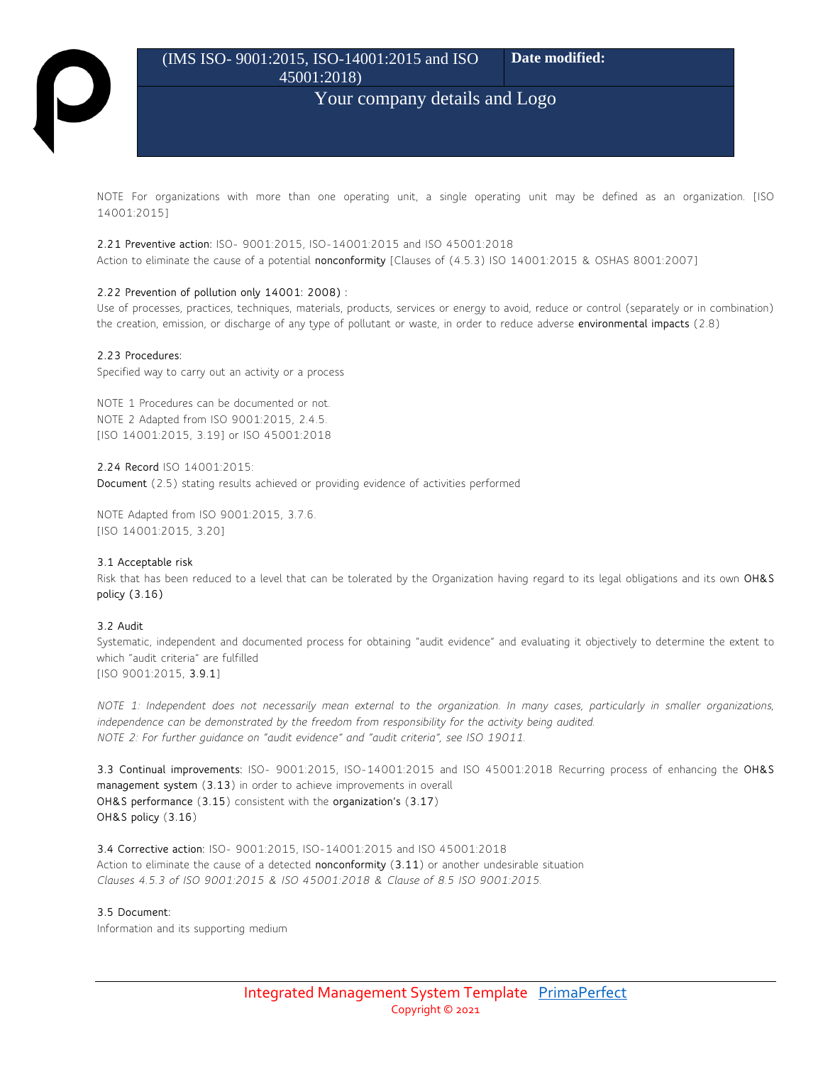NOTE For organizations with more than one operating unit, a single operating unit may be defined as an organization. [ISO 14001:2015]

2.21 Preventive action: ISO- 9001:2015, ISO-14001:2015 and ISO 45001:2018
Action to eliminate the cause of a potential nonconformity [Clauses of (4.5.3) ISO 14001:2015 & OSHAS 8001:2007]

2.22 Prevention of pollution only 14001: 2008) :
Use of processes, practices, techniques, materials, products, services or energy to avoid, reduce or control (separately or in combination) the creation, emission, or discharge of any type of pollutant or waste, in order to reduce adverse environmental impacts (2.8)

2.23 Procedures:
Specified way to carry out an activity or a process

NOTE 1 Procedures can be documented or not.
NOTE 2 Adapted from ISO 9001:2015, 2.4.5.
[ISO 14001:2015, 3.19] or ISO 45001:2018

2.24 Record ISO 14001:2015:
Document (2.5) stating results achieved or providing evidence of activities performed

NOTE Adapted from ISO 9001:2015, 3.7.6.
[ISO 14001:2015, 3.20]

3.1 Acceptable risk
Risk that has been reduced to a level that can be tolerated by the Organization having regard to its legal obligations and its own OH&S policy (3.16)

3.2 Audit
Systematic, independent and documented process for obtaining "audit evidence" and evaluating it objectively to determine the extent to which "audit criteria" are fulfilled
[ISO 9001:2015, 3.9.1]

*NOTE 1: Independent does not necessarily mean external to the organization. In many cases, particularly in smaller organizations, independence can be demonstrated by the freedom from responsibility for the activity being audited.*
*NOTE 2: For further guidance on "audit evidence" and "audit criteria", see ISO 19011.*

3.3 Continual improvements: ISO- 9001:2015, ISO-14001:2015 and ISO 45001:2018 Recurring process of enhancing the OH&S management system (3.13) in order to achieve improvements in overall
OH&S performance (3.15) consistent with the organization's (3.17)
OH&S policy (3.16)

3.4 Corrective action: ISO- 9001:2015, ISO-14001:2015 and ISO 45001:2018
Action to eliminate the cause of a detected nonconformity (3.11) or another undesirable situation
*Clauses 4.5.3 of ISO 9001:2015 & ISO 45001:2018 & Clause of 8.5 ISO 9001:2015.*

3.5 Document:
Information and its supporting medium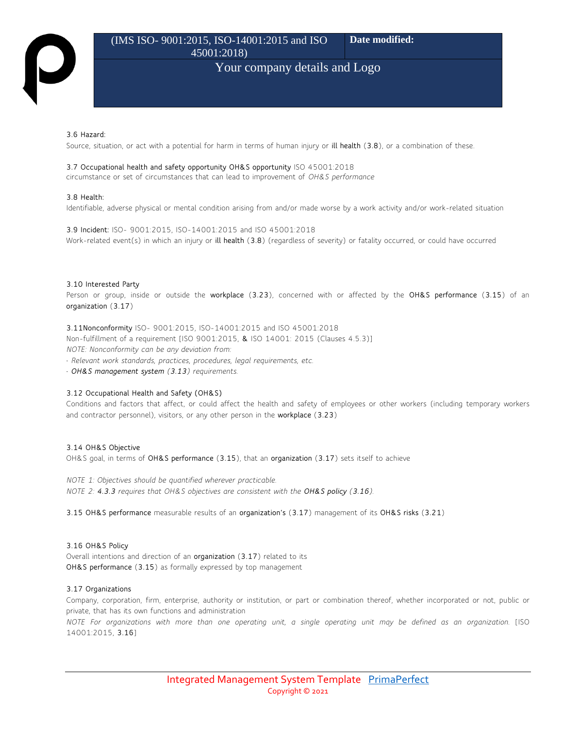3.6 Hazard:

Source, situation, or act with a potential for harm in terms of human injury or ill health (3.8), or a combination of these.

3.7 Occupational health and safety opportunity OH&S opportunity ISO 45001:2018

circumstance or set of circumstances that can lead to improvement of *OH&S performance*

3.8 Health:

Identifiable, adverse physical or mental condition arising from and/or made worse by a work activity and/or work-related situation

3.9 Incident: ISO- 9001:2015, ISO-14001:2015 and ISO 45001:2018

Work-related event(s) in which an injury or ill health (3.8) (regardless of severity) or fatality occurred, or could have occurred

3.10 Interested Party

Person or group, inside or outside the workplace (3.23), concerned with or affected by the OH&S performance (3.15) of an organization (3.17)

3.11Nonconformity ISO- 9001:2015, ISO-14001:2015 and ISO 45001:2018

Non-fulfillment of a requirement [ISO 9001:2015, & ISO 14001: 2015 (Clauses 4.5.3)]

*NOTE: Nonconformity can be any deviation from:*

- *Relevant work standards, practices, procedures, legal requirements, etc.*
- *OH&S management system (3.13) requirements.*

3.12 Occupational Health and Safety (OH&S)

Conditions and factors that affect, or could affect the health and safety of employees or other workers (including temporary workers and contractor personnel), visitors, or any other person in the workplace (3.23)

3.14 OH&S Objective

OH&S goal, in terms of OH&S performance (3.15), that an organization (3.17) sets itself to achieve

*NOTE 1: Objectives should be quantified wherever practicable.*

*NOTE 2: 4.3.3 requires that OH&S objectives are consistent with the OH&S policy (3.16).*

3.15 OH&S performance measurable results of an organization's (3.17) management of its OH&S risks (3.21)

3.16 OH&S Policy

Overall intentions and direction of an organization (3.17) related to its OH&S performance (3.15) as formally expressed by top management

3.17 Organizations

Company, corporation, firm, enterprise, authority or institution, or part or combination thereof, whether incorporated or not, public or private, that has its own functions and administration

*NOTE For organizations with more than one operating unit, a single operating unit may be defined as an organization.* [ISO 14001:2015, 3.16]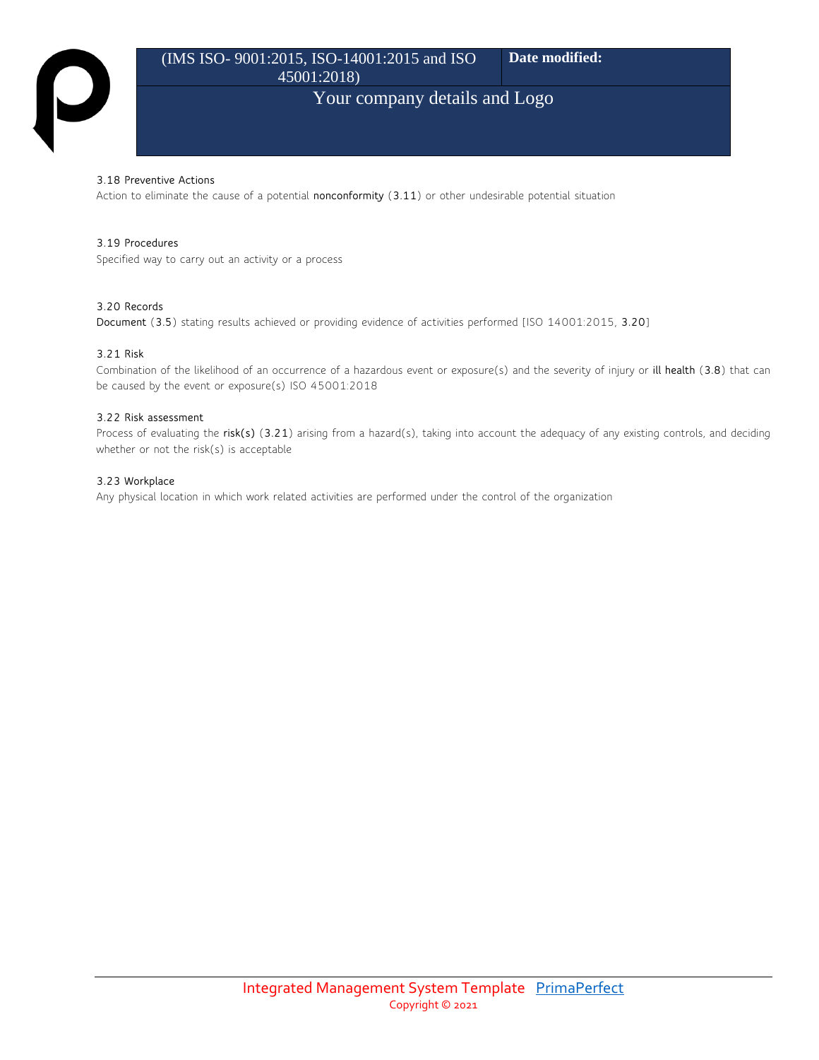### 3.18 Preventive Actions

Action to eliminate the cause of a potential nonconformity (3.11) or other undesirable potential situation

### 3.19 Procedures

Specified way to carry out an activity or a process

### 3.20 Records

Document (3.5) stating results achieved or providing evidence of activities performed [ISO 14001:2015, 3.20]

### 3.21 Risk

Combination of the likelihood of an occurrence of a hazardous event or exposure(s) and the severity of injury or ill health (3.8) that can be caused by the event or exposure(s) ISO 45001:2018

### 3.22 Risk assessment

Process of evaluating the risk(s) (3.21) arising from a hazard(s), taking into account the adequacy of any existing controls, and deciding whether or not the risk(s) is acceptable

### 3.23 Workplace

Any physical location in which work related activities are performed under the control of the organization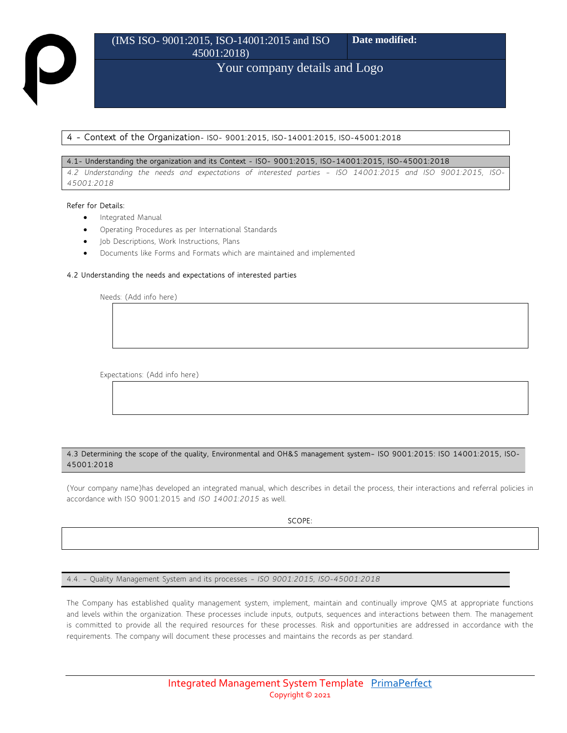## 4 - Context of the Organization- ISO- 9001:2015, ISO-14001:2015, ISO-45001:2018

### 4.1- Understanding the organization and its Context - ISO- 9001:2015, ISO-14001:2015, ISO-45001:2018

*4.2 Understanding the needs and expectations of interested parties – ISO 14001:2015 and ISO 9001:2015, ISO-45001:2018*

Refer for Details:

- Integrated Manual
- Operating Procedures as per International Standards
- Job Descriptions, Work Instructions, Plans
- Documents like Forms and Formats which are maintained and implemented

### 4.2 Understanding the needs and expectations of interested parties

Needs: (Add info here)

| |
|---|
| |

Expectations: (Add info here)

| |
|---|
| |

### 4.3 Determining the scope of the quality, Environmental and OH&S management system– ISO 9001:2015: ISO 14001:2015, ISO-45001:2018

(Your company name)has developed an integrated manual, which describes in detail the process, their interactions and referral policies in accordance with ISO 9001:2015 and *ISO 14001:2015* as well.

SCOPE:

| |
|---|
| |

### 4.4. - Quality Management System and its processes – *ISO 9001:2015, ISO-45001:2018*

The Company has established quality management system, implement, maintain and continually improve QMS at appropriate functions and levels within the organization. These processes include inputs, outputs, sequences and interactions between them. The management is committed to provide all the required resources for these processes. Risk and opportunities are addressed in accordance with the requirements. The company will document these processes and maintains the records as per standard.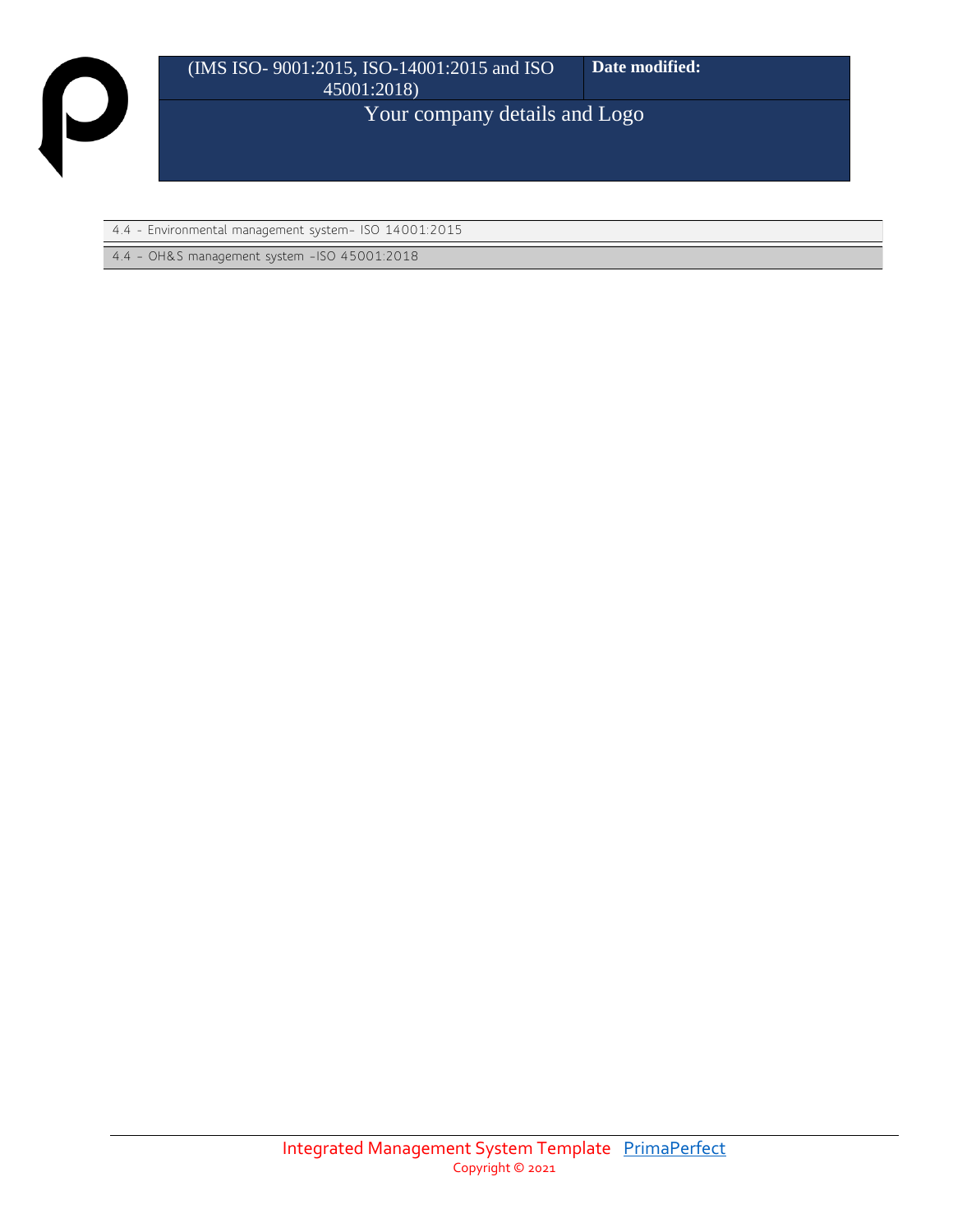4.4 - Environmental management system- ISO 14001:2015

4.4 - OH&S management system -ISO 45001:2018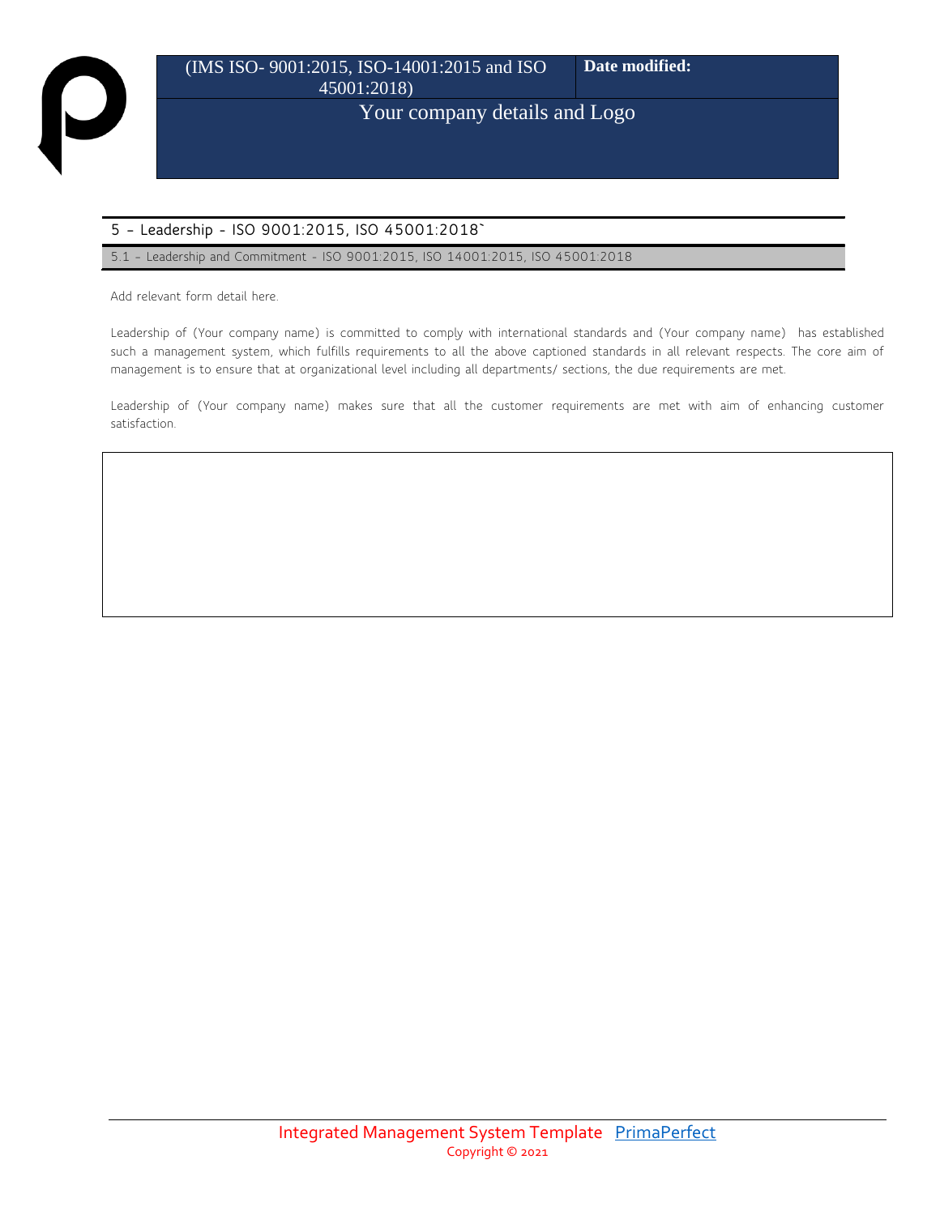## 5 – Leadership - ISO 9001:2015, ISO 45001:2018`

### 5.1 – Leadership and Commitment - ISO 9001:2015, ISO 14001:2015, ISO 45001:2018

Add relevant form detail here.

Leadership of (Your company name) is committed to comply with international standards and (Your company name) has established such a management system, which fulfills requirements to all the above captioned standards in all relevant respects. The core aim of management is to ensure that at organizational level including all departments/ sections, the due requirements are met.

Leadership of (Your company name) makes sure that all the customer requirements are met with aim of enhancing customer satisfaction.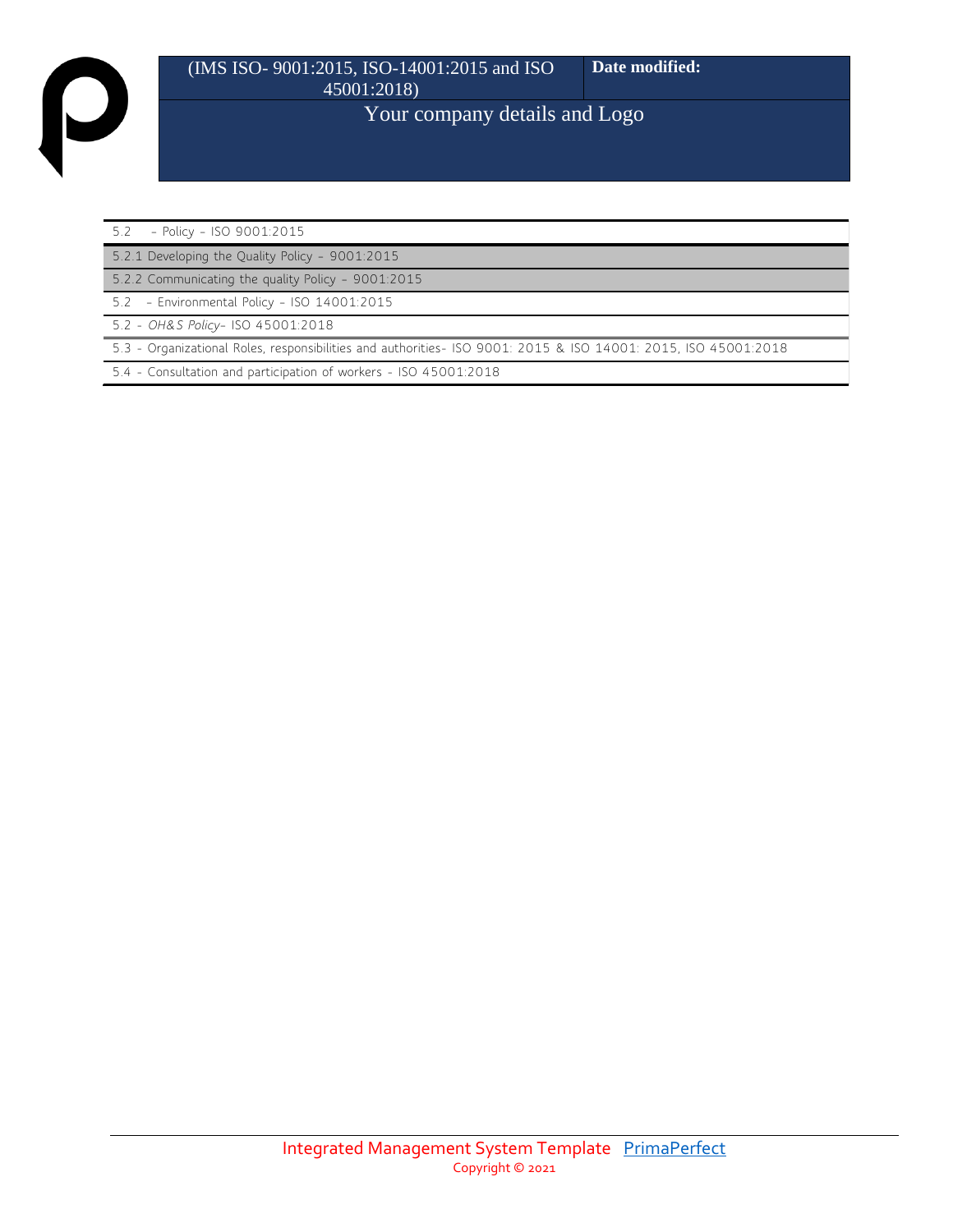5.2 - Policy - ISO 9001:2015

5.2.1 Developing the Quality Policy - 9001:2015

5.2.2 Communicating the quality Policy - 9001:2015

5.2 - Environmental Policy - ISO 14001:2015

5.2 - *OH&S Policy*- ISO 45001:2018

5.3 - Organizational Roles, responsibilities and authorities- ISO 9001: 2015 & ISO 14001: 2015, ISO 45001:2018

5.4 - Consultation and participation of workers - ISO 45001:2018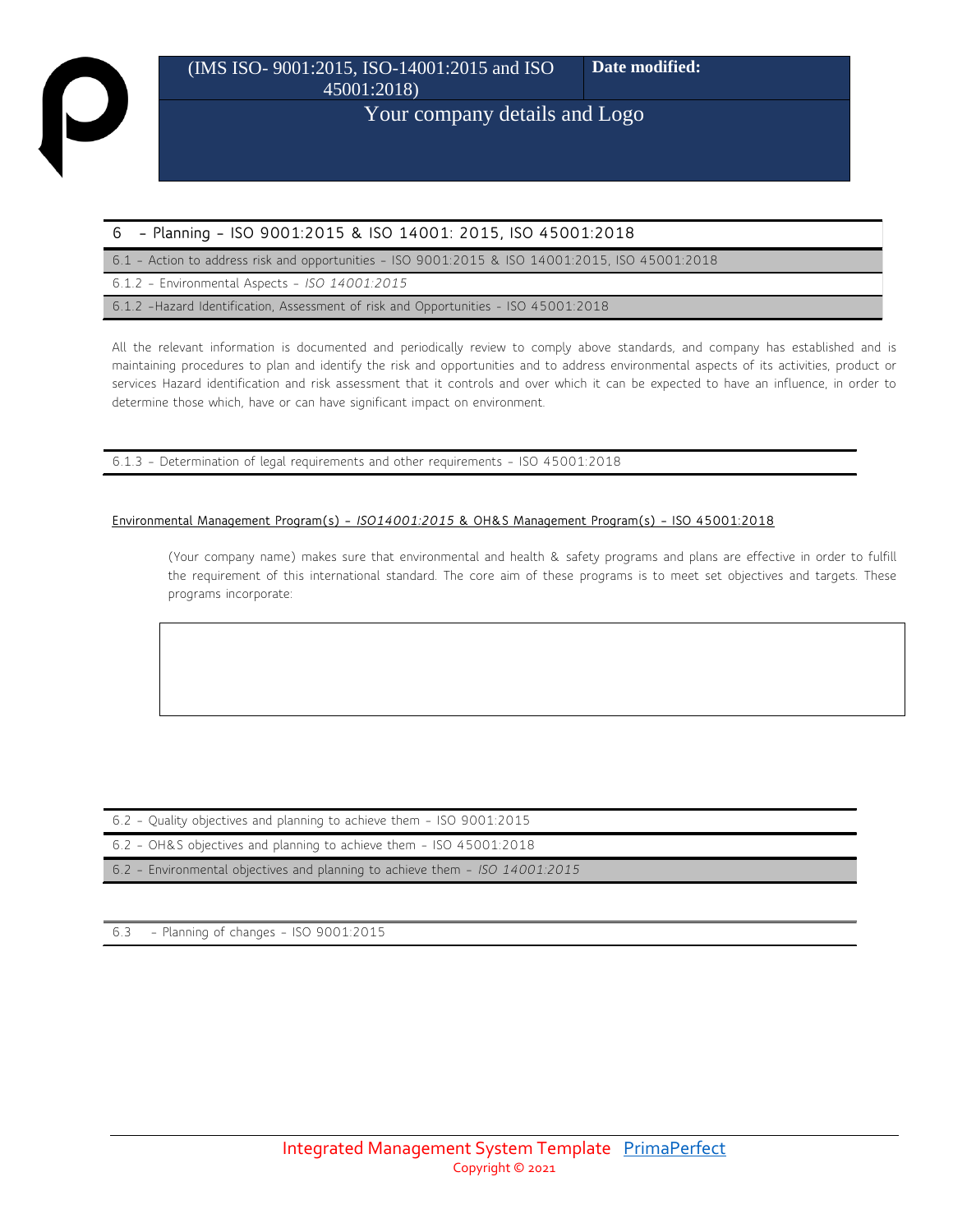## 6 – Planning – ISO 9001:2015 & ISO 14001: 2015, ISO 45001:2018

### 6.1 – Action to address risk and opportunities – ISO 9001:2015 & ISO 14001:2015, ISO 45001:2018

### 6.1.2 – Environmental Aspects – *ISO 14001:2015*

### 6.1.2 –Hazard Identification, Assessment of risk and Opportunities - ISO 45001:2018

All the relevant information is documented and periodically review to comply above standards, and company has established and is maintaining procedures to plan and identify the risk and opportunities and to address environmental aspects of its activities, product or services Hazard identification and risk assessment that it controls and over which it can be expected to have an influence, in order to determine those which, have or can have significant impact on environment.

### 6.1.3 - Determination of legal requirements and other requirements - ISO 45001:2018

Environmental Management Program(s) – *ISO14001:2015* & OH&S Management Program(s) – ISO 45001:2018

(Your company name) makes sure that environmental and health & safety programs and plans are effective in order to fulfill the requirement of this international standard. The core aim of these programs is to meet set objectives and targets. These programs incorporate:

### 6.2 - Quality objectives and planning to achieve them - ISO 9001:2015

### 6.2 - OH&S objectives and planning to achieve them - ISO 45001:2018

### 6.2 - Environmental objectives and planning to achieve them - *ISO 14001:2015*

### 6.3 - Planning of changes - ISO 9001:2015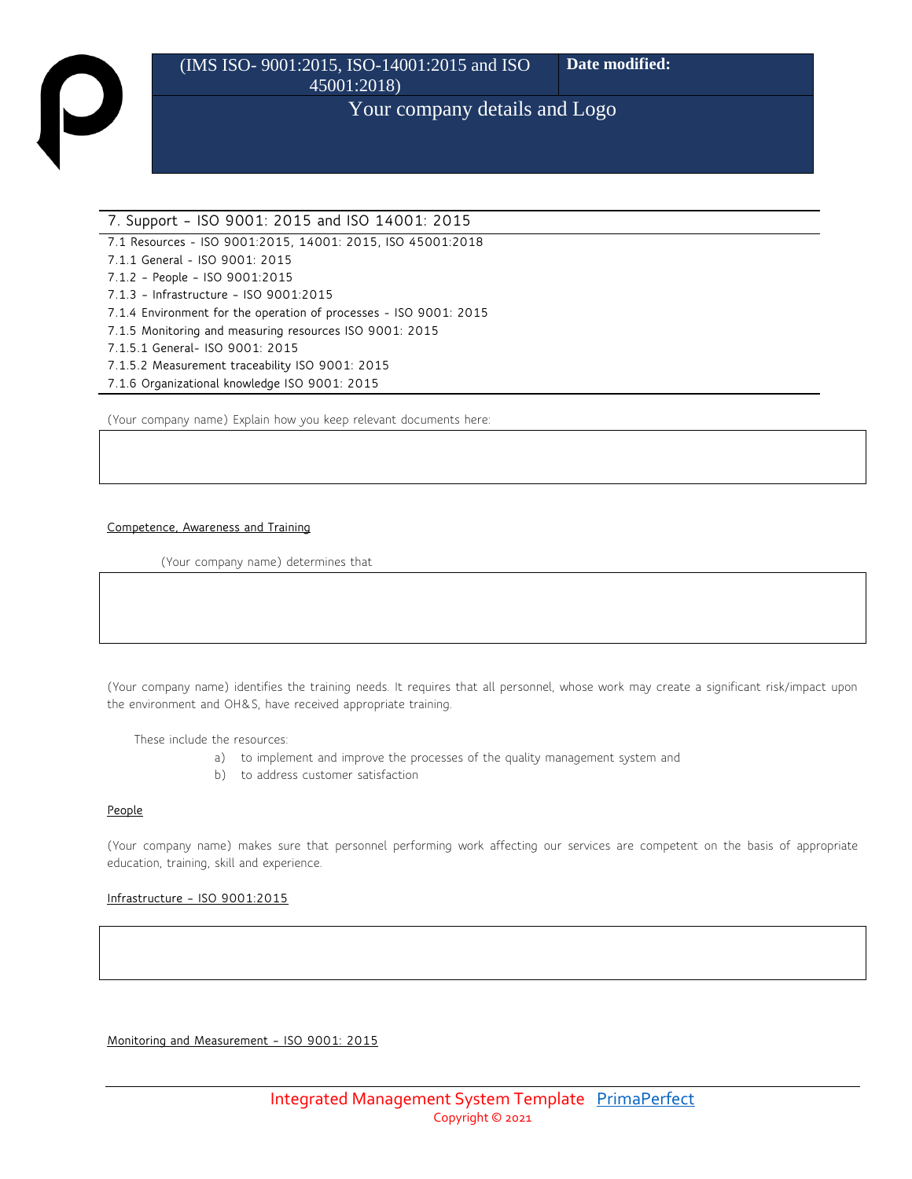## 7. Support – ISO 9001: 2015 and ISO 14001: 2015

7.1 Resources - ISO 9001:2015, 14001: 2015, ISO 45001:2018
7.1.1 General - ISO 9001: 2015
7.1.2 – People – ISO 9001:2015
7.1.3 – Infrastructure – ISO 9001:2015
7.1.4 Environment for the operation of processes - ISO 9001: 2015
7.1.5 Monitoring and measuring resources ISO 9001: 2015
7.1.5.1 General- ISO 9001: 2015
7.1.5.2 Measurement traceability ISO 9001: 2015
7.1.6 Organizational knowledge ISO 9001: 2015

(Your company name) Explain how you keep relevant documents here:

| |
|---|
| |

Competence, Awareness and Training

(Your company name) determines that

| |
|---|
| |

(Your company name) identifies the training needs. It requires that all personnel, whose work may create a significant risk/impact upon the environment and OH&S, have received appropriate training.

These include the resources:

a) to implement and improve the processes of the quality management system and
b) to address customer satisfaction

People

(Your company name) makes sure that personnel performing work affecting our services are competent on the basis of appropriate education, training, skill and experience.

Infrastructure – ISO 9001:2015

| |
|---|
| |

Monitoring and Measurement – ISO 9001: 2015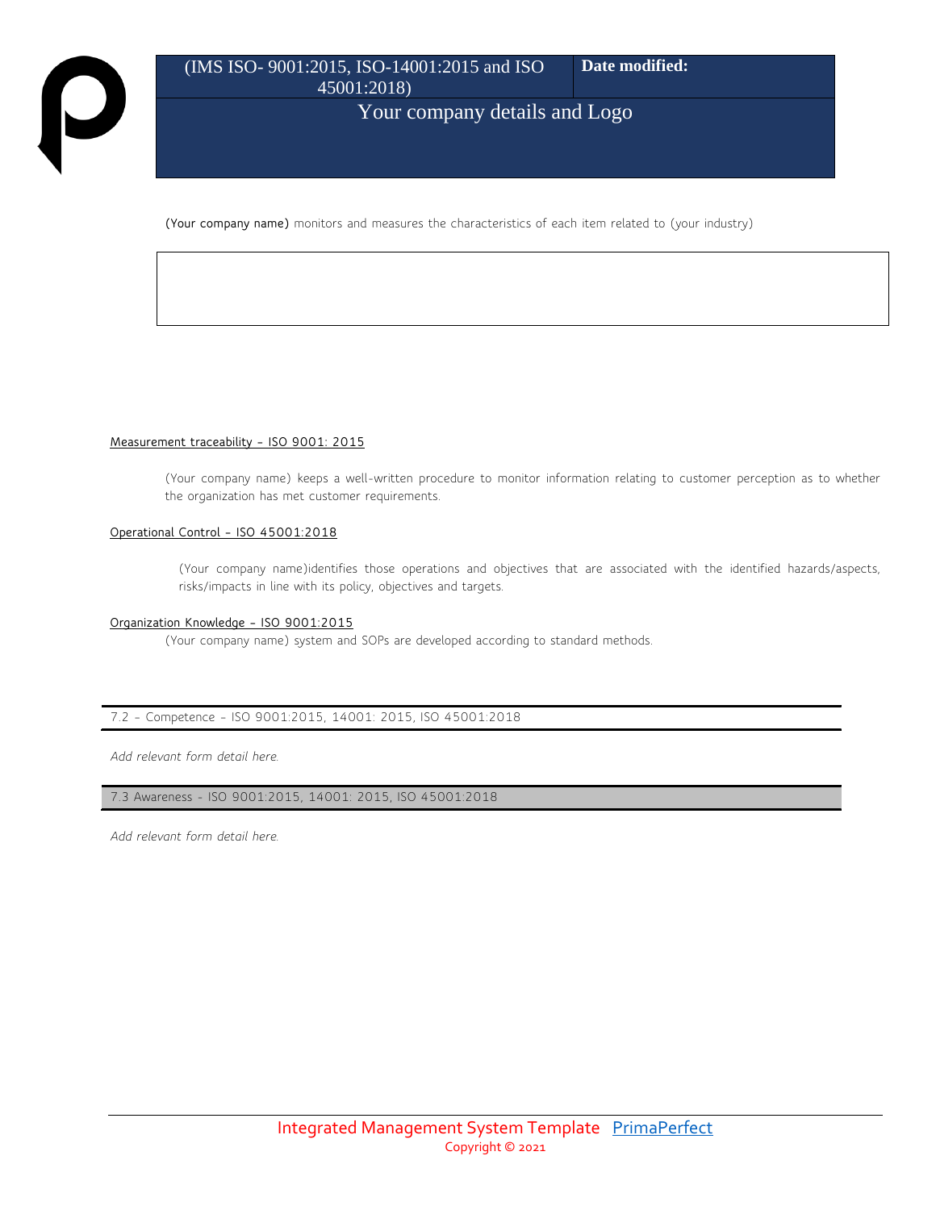(Your company name) monitors and measures the characteristics of each item related to (your industry)

Measurement traceability – ISO 9001: 2015

(Your company name) keeps a well-written procedure to monitor information relating to customer perception as to whether the organization has met customer requirements.

Operational Control – ISO 45001:2018

(Your company name)identifies those operations and objectives that are associated with the identified hazards/aspects, risks/impacts in line with its policy, objectives and targets.

Organization Knowledge – ISO 9001:2015

(Your company name) system and SOPs are developed according to standard methods.

## 7.2 – Competence – ISO 9001:2015, 14001: 2015, ISO 45001:2018

*Add relevant form detail here.*

## 7.3 Awareness - ISO 9001:2015, 14001: 2015, ISO 45001:2018

*Add relevant form detail here.*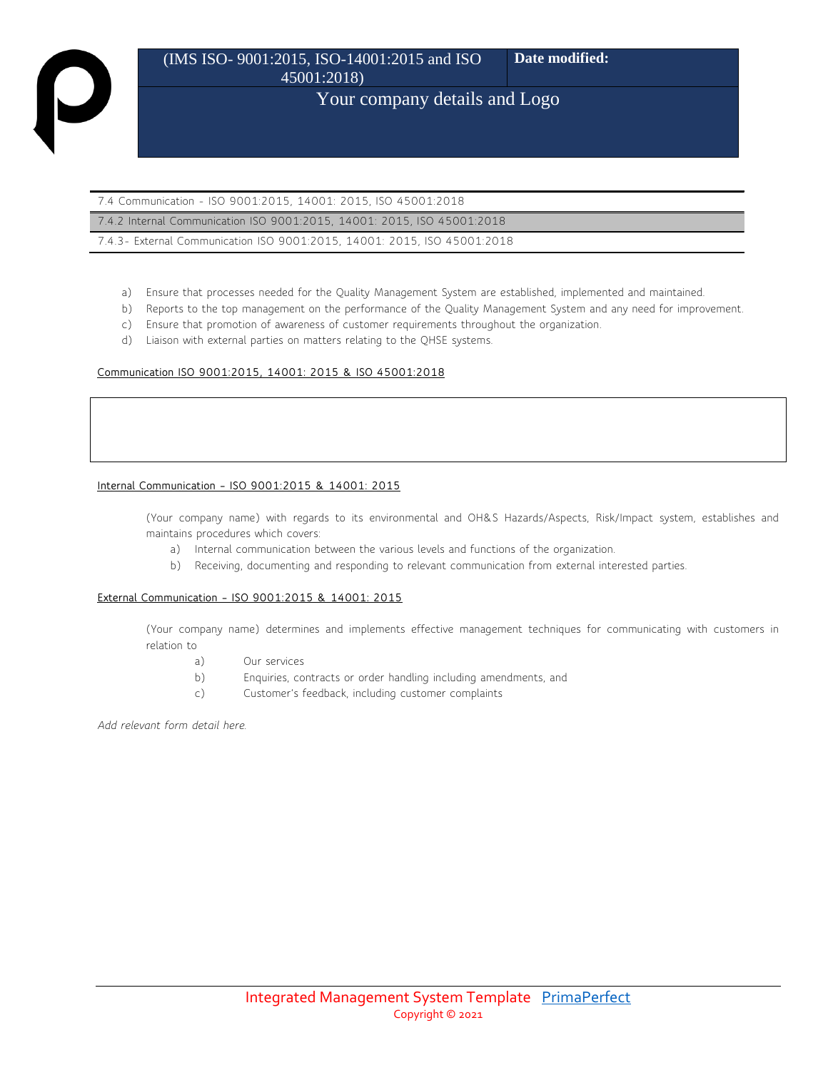7.4 Communication - ISO 9001:2015, 14001: 2015, ISO 45001:2018

7.4.2 Internal Communication ISO 9001:2015, 14001: 2015, ISO 45001:2018

7.4.3- External Communication ISO 9001:2015, 14001: 2015, ISO 45001:2018

a) Ensure that processes needed for the Quality Management System are established, implemented and maintained.
b) Reports to the top management on the performance of the Quality Management System and any need for improvement.
c) Ensure that promotion of awareness of customer requirements throughout the organization.
d) Liaison with external parties on matters relating to the QHSE systems.

Communication ISO 9001:2015, 14001: 2015 & ISO 45001:2018

Internal Communication – ISO 9001:2015 & 14001: 2015

(Your company name) with regards to its environmental and OH&S Hazards/Aspects, Risk/Impact system, establishes and maintains procedures which covers:

a) Internal communication between the various levels and functions of the organization.
b) Receiving, documenting and responding to relevant communication from external interested parties.

External Communication – ISO 9001:2015 & 14001: 2015

(Your company name) determines and implements effective management techniques for communicating with customers in relation to

a) Our services
b) Enquiries, contracts or order handling including amendments, and
c) Customer's feedback, including customer complaints

*Add relevant form detail here.*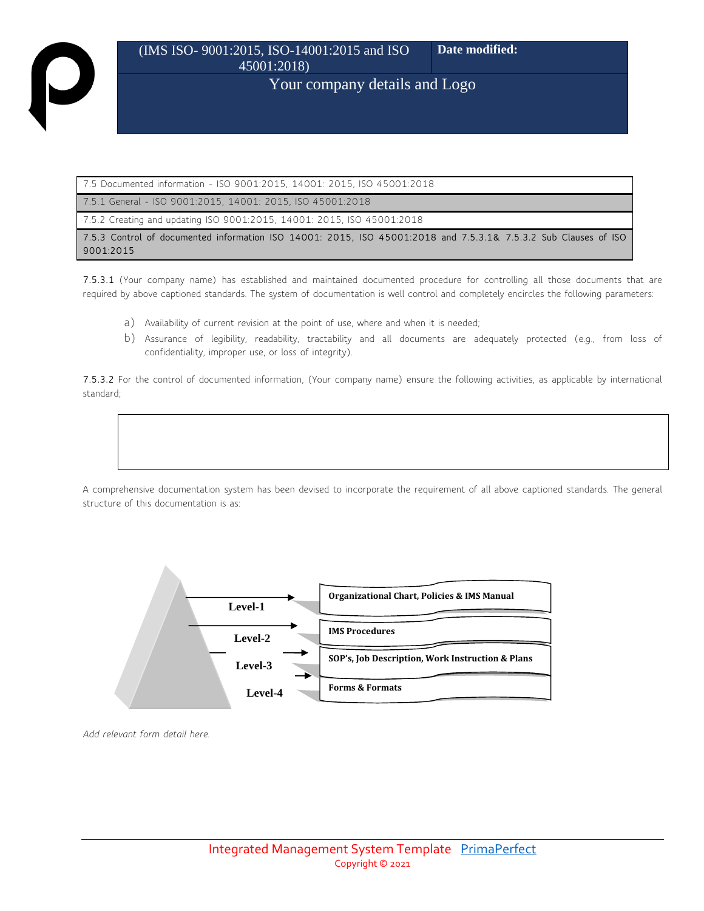| 7.5 Documented information - ISO 9001:2015, 14001: 2015, ISO 45001:2018 |
|---|
| 7.5.1 General - ISO 9001:2015, 14001: 2015, ISO 45001:2018 |
| 7.5.2 Creating and updating ISO 9001:2015, 14001: 2015, ISO 45001:2018 |
| 7.5.3 Control of documented information ISO 14001: 2015, ISO 45001:2018 and 7.5.3.1& 7.5.3.2 Sub Clauses of ISO 9001:2015 |

7.5.3.1 (Your company name) has established and maintained documented procedure for controlling all those documents that are required by above captioned standards. The system of documentation is well control and completely encircles the following parameters:

a) Availability of current revision at the point of use, where and when it is needed;
b) Assurance of legibility, readability, tractability and all documents are adequately protected (e.g., from loss of confidentiality, improper use, or loss of integrity).

7.5.3.2 For the control of documented information, (Your company name) ensure the following activities, as applicable by international standard;

A comprehensive documentation system has been devised to incorporate the requirement of all above captioned standards. The general structure of this documentation is as:

- Level-1 → Organizational Chart, Policies & IMS Manual
- Level-2 → IMS Procedures
- Level-3 → SOP's, Job Description, Work Instruction & Plans
- Level-4 → Forms & Formats

*Add relevant form detail here.*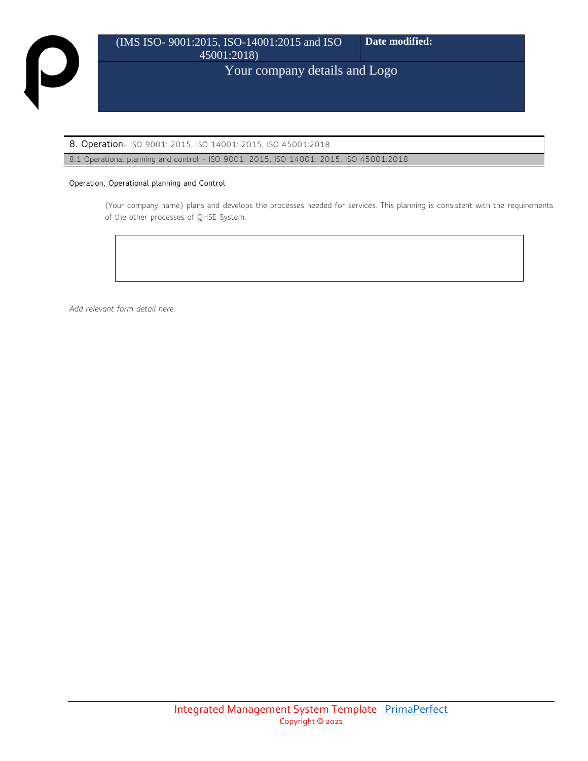## 8. Operation- ISO 9001: 2015, ISO 14001: 2015, ISO 45001:2018

### 8.1 Operational planning and control - ISO 9001: 2015, ISO 14001: 2015, ISO 45001:2018

Operation, Operational planning and Control

(Your company name) plans and develops the processes needed for services. This planning is consistent with the requirements of the other processes of QHSE System.

*Add relevant form detail here.*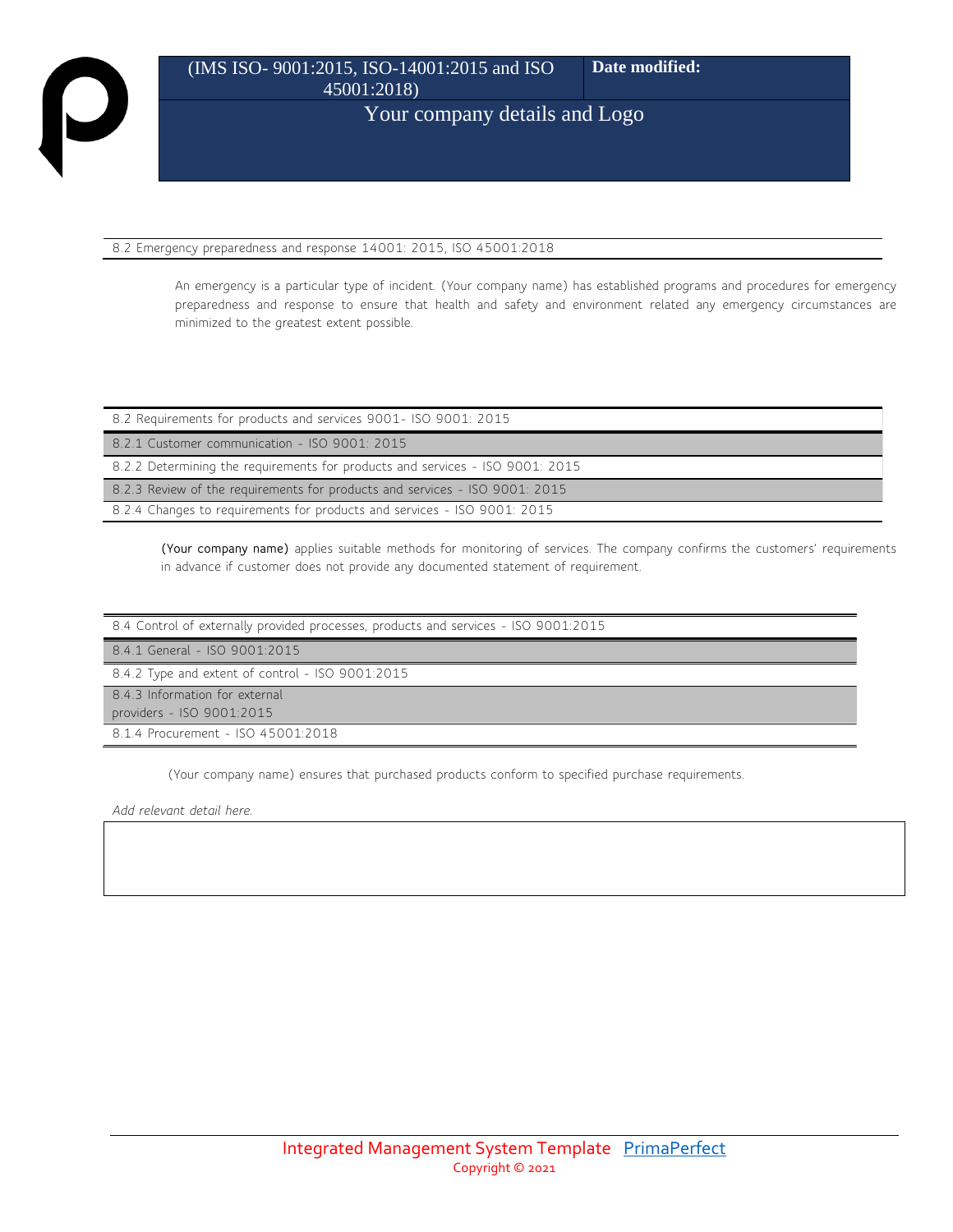## 8.2 Emergency preparedness and response 14001: 2015, ISO 45001:2018

An emergency is a particular type of incident. (Your company name) has established programs and procedures for emergency preparedness and response to ensure that health and safety and environment related any emergency circumstances are minimized to the greatest extent possible.

## 8.2 Requirements for products and services 9001- ISO 9001: 2015

### 8.2.1 Customer communication - ISO 9001: 2015

### 8.2.2 Determining the requirements for products and services - ISO 9001: 2015

### 8.2.3 Review of the requirements for products and services - ISO 9001: 2015

### 8.2.4 Changes to requirements for products and services - ISO 9001: 2015

(Your company name) applies suitable methods for monitoring of services. The company confirms the customers' requirements in advance if customer does not provide any documented statement of requirement.

## 8.4 Control of externally provided processes, products and services - ISO 9001:2015

### 8.4.1 General - ISO 9001:2015

### 8.4.2 Type and extent of control - ISO 9001:2015

### 8.4.3 Information for external providers - ISO 9001:2015

### 8.1.4 Procurement - ISO 45001:2018

(Your company name) ensures that purchased products conform to specified purchase requirements.

*Add relevant detail here.*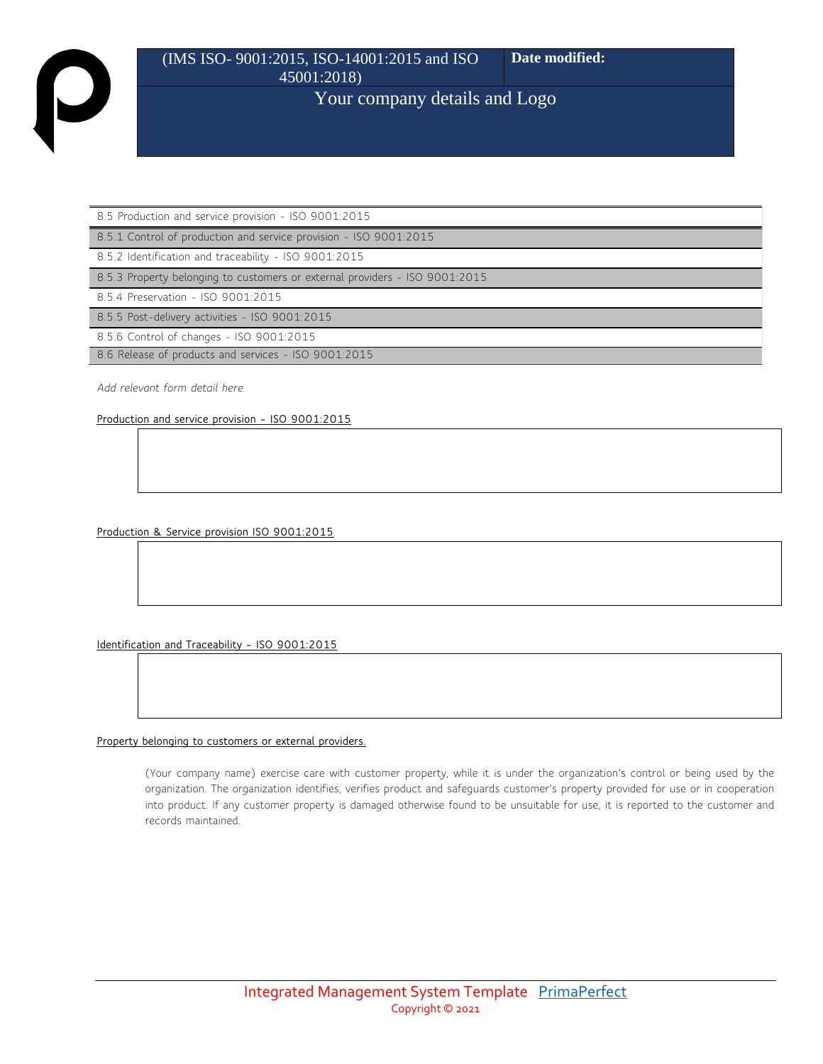| 8.5 Production and service provision - ISO 9001:2015 |
|---|
| 8.5.1 Control of production and service provision - ISO 9001:2015 |
| 8.5.2 Identification and traceability - ISO 9001:2015 |
| 8.5.3 Property belonging to customers or external providers - ISO 9001:2015 |
| 8.5.4 Preservation - ISO 9001:2015 |
| 8.5.5 Post-delivery activities - ISO 9001:2015 |
| 8.5.6 Control of changes - ISO 9001:2015 |
| 8.6 Release of products and services - ISO 9001:2015 |

*Add relevant form detail here.*

Production and service provision – ISO 9001:2015

Production & Service provision ISO 9001:2015

Identification and Traceability – ISO 9001:2015

Property belonging to customers or external providers.

(Your company name) exercise care with customer property, while it is under the organization's control or being used by the organization. The organization identifies, verifies product and safeguards customer's property provided for use or in cooperation into product. If any customer property is damaged otherwise found to be unsuitable for use, it is reported to the customer and records maintained.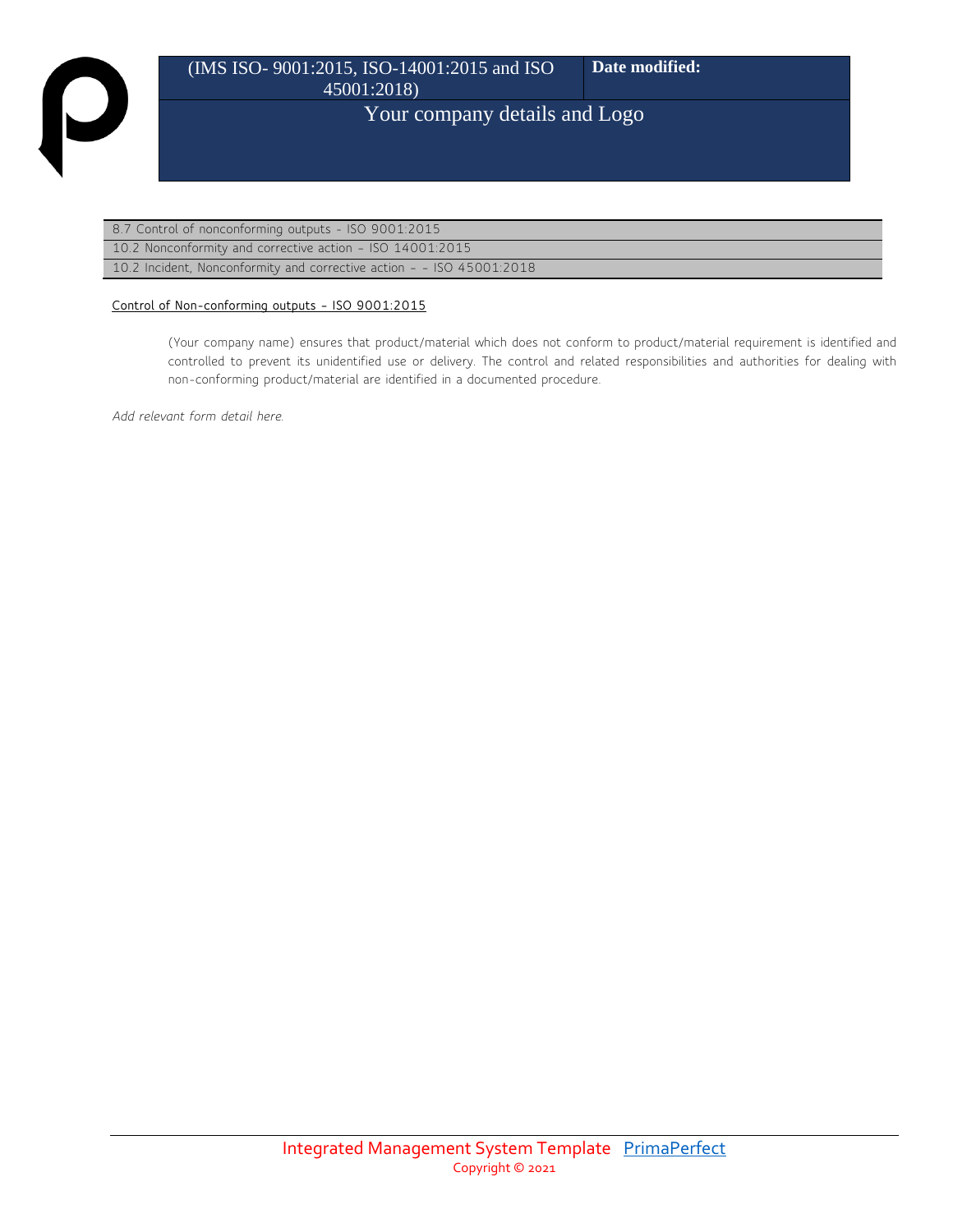| 8.7 Control of nonconforming outputs - ISO 9001:2015 |
|---|
| 10.2 Nonconformity and corrective action – ISO 14001:2015 |
| 10.2 Incident, Nonconformity and corrective action – – ISO 45001:2018 |

Control of Non-conforming outputs – ISO 9001:2015

(Your company name) ensures that product/material which does not conform to product/material requirement is identified and controlled to prevent its unidentified use or delivery. The control and related responsibilities and authorities for dealing with non-conforming product/material are identified in a documented procedure.

*Add relevant form detail here.*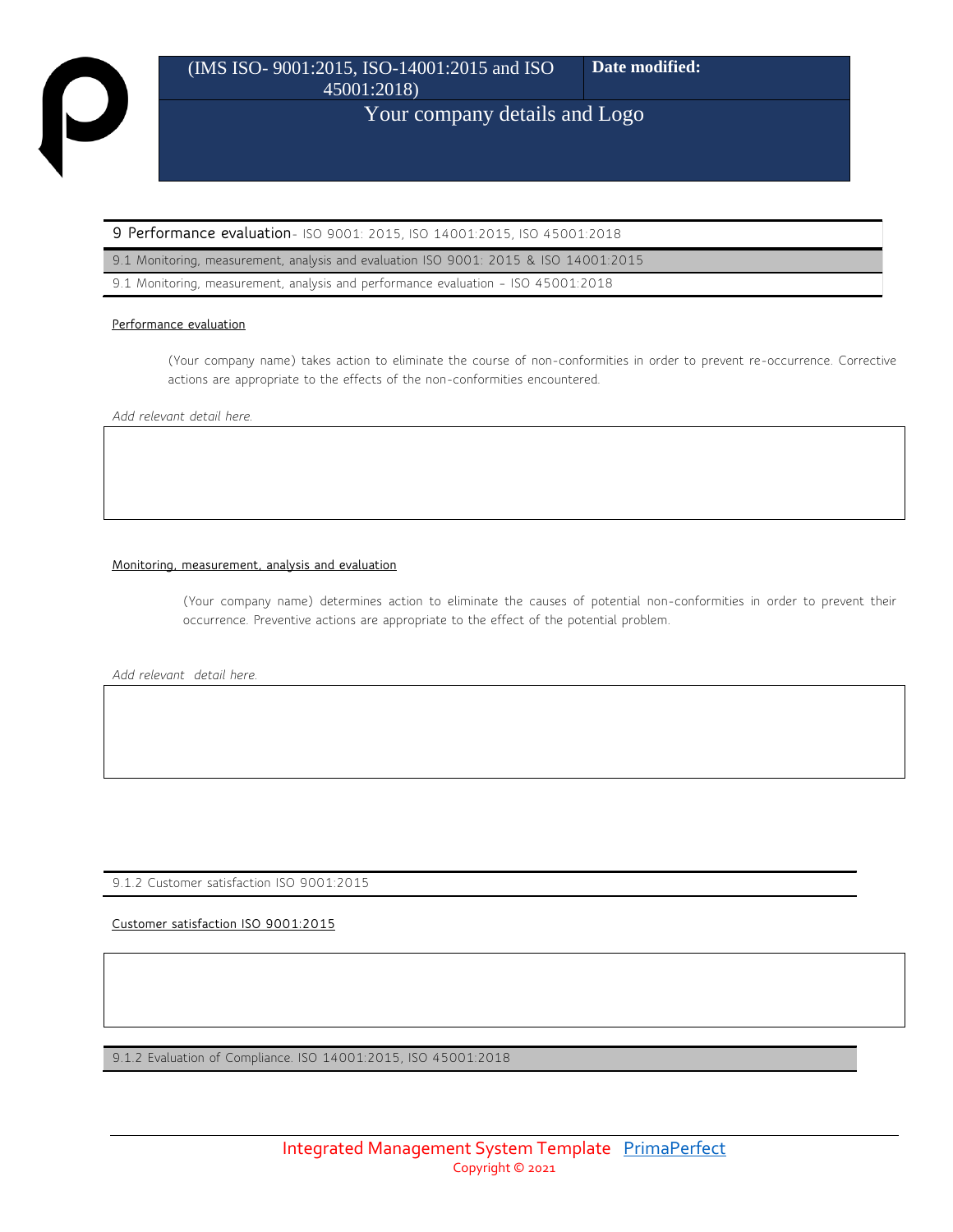## 9 Performance evaluation- ISO 9001: 2015, ISO 14001:2015, ISO 45001:2018

9.1 Monitoring, measurement, analysis and evaluation ISO 9001: 2015 & ISO 14001:2015

9.1 Monitoring, measurement, analysis and performance evaluation - ISO 45001:2018

Performance evaluation

(Your company name) takes action to eliminate the course of non-conformities in order to prevent re-occurrence. Corrective actions are appropriate to the effects of the non-conformities encountered.

*Add relevant detail here.*

| |
|---|
| |

Monitoring, measurement, analysis and evaluation

(Your company name) determines action to eliminate the causes of potential non-conformities in order to prevent their occurrence. Preventive actions are appropriate to the effect of the potential problem.

*Add relevant detail here.*

| |
|---|
| |

### 9.1.2 Customer satisfaction ISO 9001:2015

Customer satisfaction ISO 9001:2015

| |
|---|
| |

### 9.1.2 Evaluation of Compliance. ISO 14001:2015, ISO 45001:2018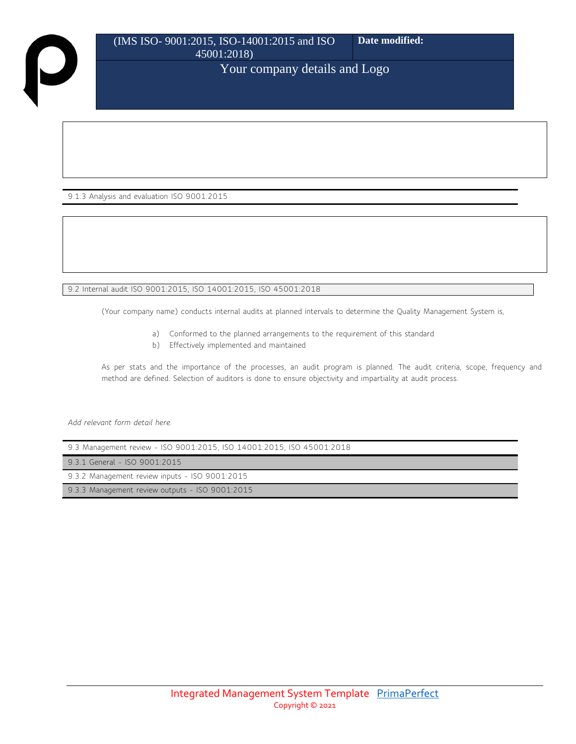### 9.1.3 Analysis and evaluation ISO 9001:2015

### 9.2 Internal audit ISO 9001:2015, ISO 14001:2015, ISO 45001:2018

(Your company name) conducts internal audits at planned intervals to determine the Quality Management System is,

a) Conformed to the planned arrangements to the requirement of this standard
b) Effectively implemented and maintained

As per stats and the importance of the processes, an audit program is planned. The audit criteria, scope, frequency and method are defined. Selection of auditors is done to ensure objectivity and impartiality at audit process.

*Add relevant form detail here.*

### 9.3 Management review - ISO 9001:2015, ISO 14001:2015, ISO 45001:2018

#### 9.3.1 General - ISO 9001:2015

#### 9.3.2 Management review inputs - ISO 9001:2015

#### 9.3.3 Management review outputs - ISO 9001:2015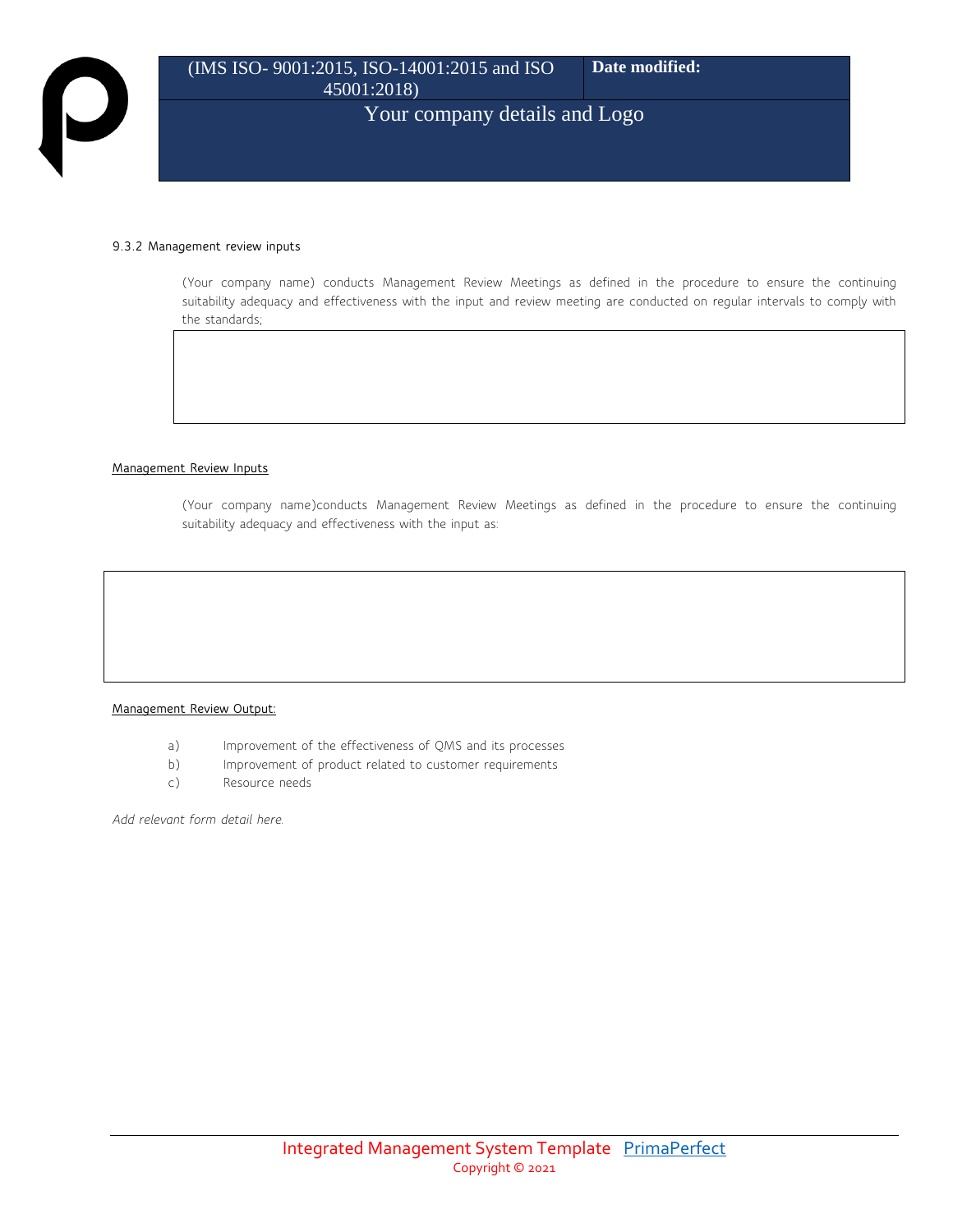9.3.2 Management review inputs

(Your company name) conducts Management Review Meetings as defined in the procedure to ensure the continuing suitability adequacy and effectiveness with the input and review meeting are conducted on regular intervals to comply with the standards;

Management Review Inputs

(Your company name)conducts Management Review Meetings as defined in the procedure to ensure the continuing suitability adequacy and effectiveness with the input as:

Management Review Output:

a) Improvement of the effectiveness of QMS and its processes
b) Improvement of product related to customer requirements
c) Resource needs

*Add relevant form detail here.*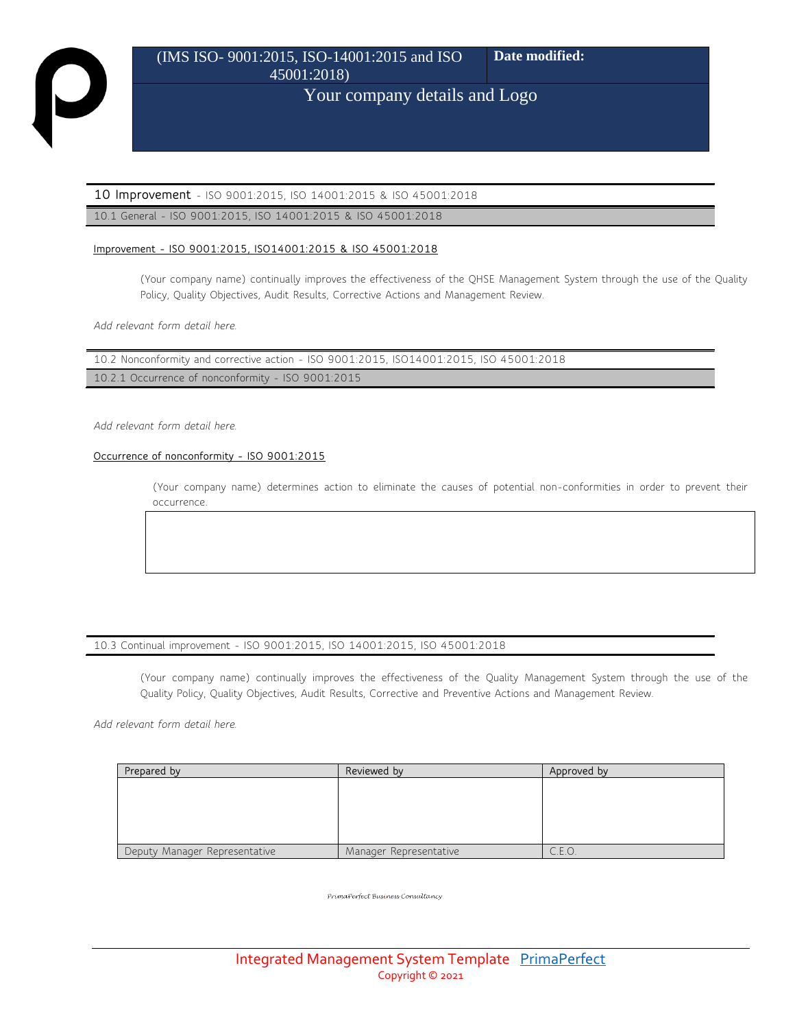| (IMS ISO- 9001:2015, ISO-14001:2015 and ISO 45001:2018) | Date modified: |
|---|---|
| Your company details and Logo | |

## 10 Improvement - ISO 9001:2015, ISO 14001:2015 & ISO 45001:2018

### 10.1 General - ISO 9001:2015, ISO 14001:2015 & ISO 45001:2018

Improvement - ISO 9001:2015, ISO14001:2015 & ISO 45001:2018

(Your company name) continually improves the effectiveness of the QHSE Management System through the use of the Quality Policy, Quality Objectives, Audit Results, Corrective Actions and Management Review.

*Add relevant form detail here.*

### 10.2 Nonconformity and corrective action - ISO 9001:2015, ISO14001:2015, ISO 45001:2018

#### 10.2.1 Occurrence of nonconformity - ISO 9001:2015

*Add relevant form detail here.*

Occurrence of nonconformity - ISO 9001:2015

(Your company name) determines action to eliminate the causes of potential non-conformities in order to prevent their occurrence.

### 10.3 Continual improvement - ISO 9001:2015, ISO 14001:2015, ISO 45001:2018

(Your company name) continually improves the effectiveness of the Quality Management System through the use of the Quality Policy, Quality Objectives, Audit Results, Corrective and Preventive Actions and Management Review.

*Add relevant form detail here.*

| Prepared by | Reviewed by | Approved by |
|---|---|---|
| | | |
| Deputy Manager Representative | Manager Representative | C.E.O. |

PrimaPerfect Business Consultancy

Integrated Management System Template PrimaPerfect
Copyright © 2021